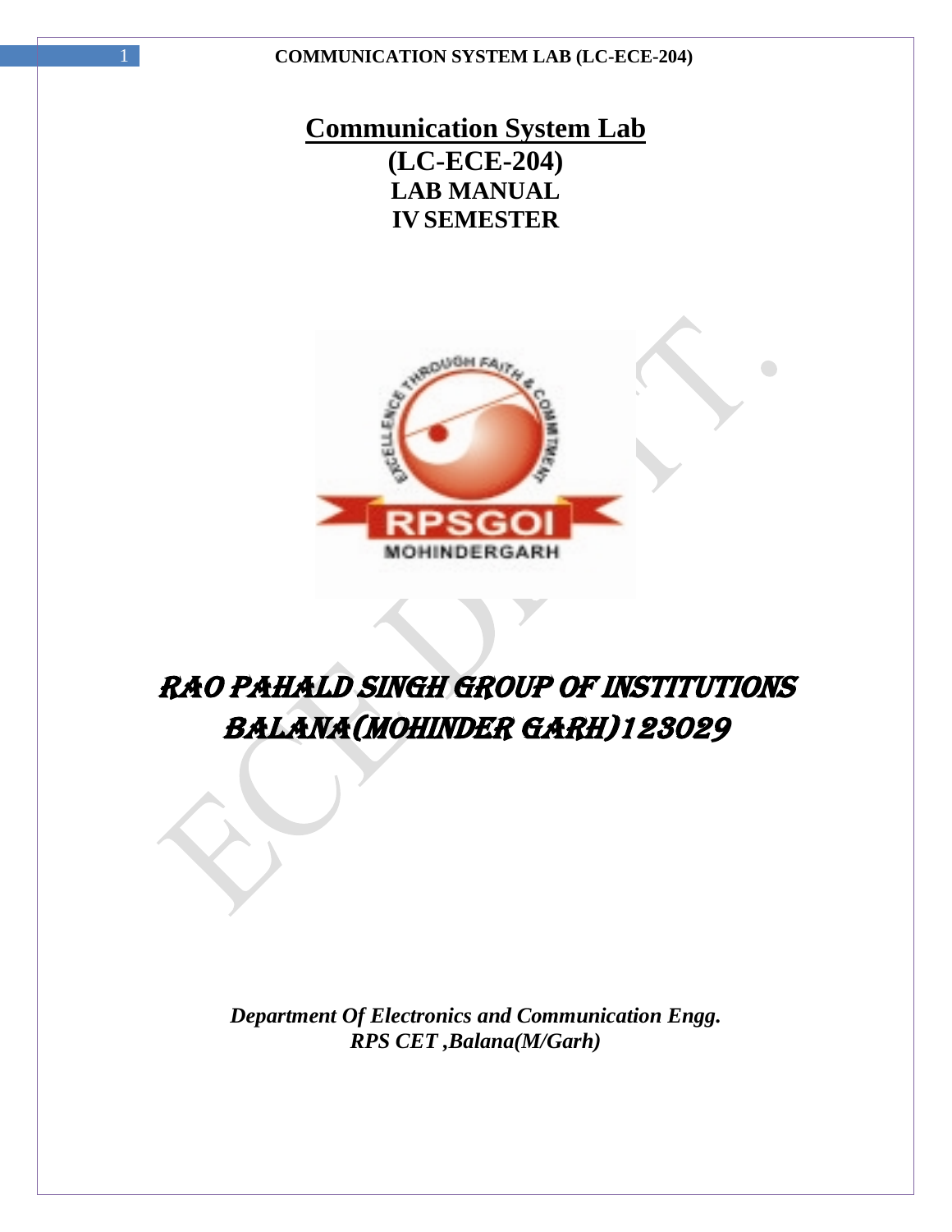# Communication System Lab

## (LC-ECE-204)

## LAB MANUAL

## IV SEMESTER

# RAO PAHALD SINGH GROUP OF INSTITUTIONS BALANA(MOHINDER GARH)123029

***Department Of Electronics and Communication Engg.***
***RPS CET ,Balana(M/Garh)***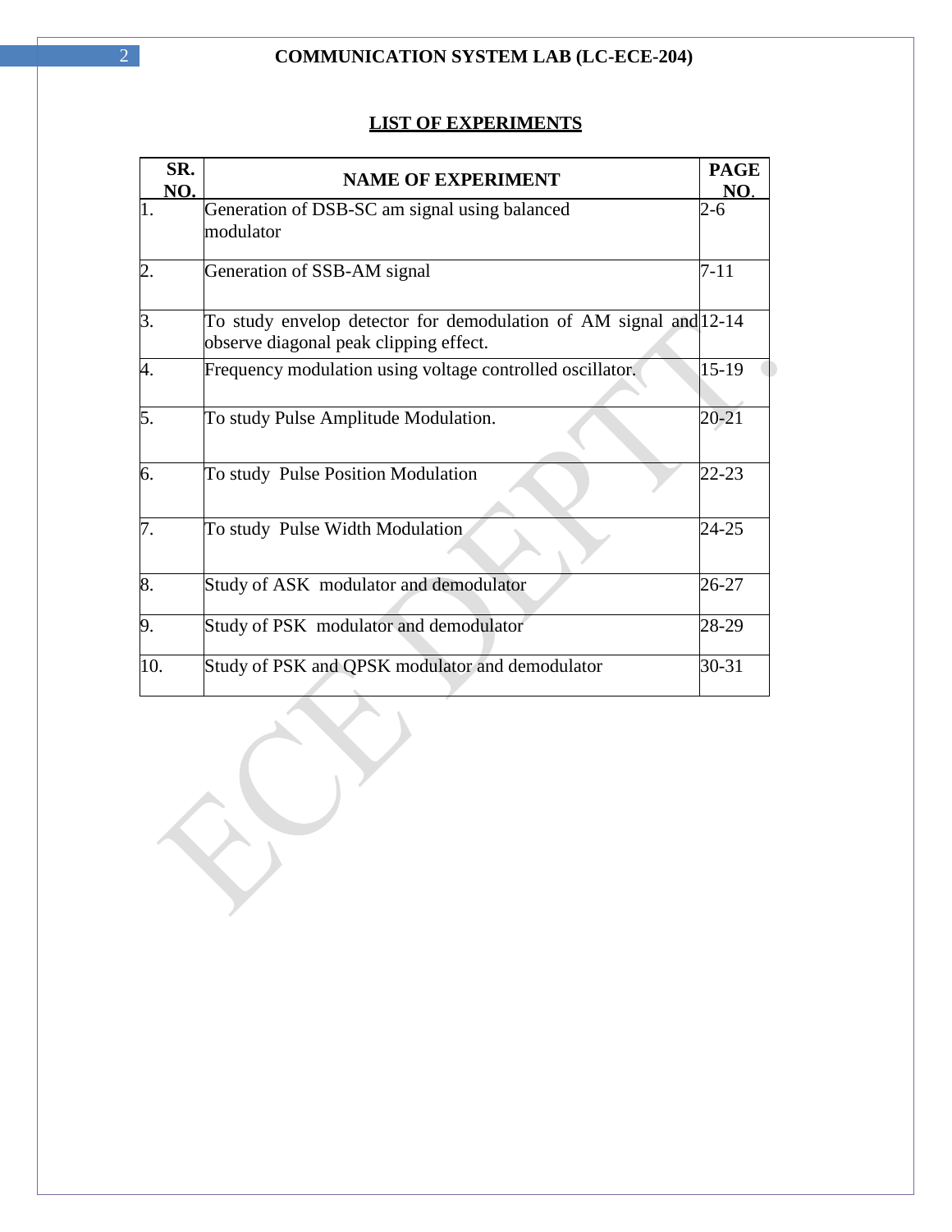## LIST OF EXPERIMENTS

| SR. NO. | NAME OF EXPERIMENT | PAGE NO. |
|---|---|---|
| 1. | Generation of DSB-SC am signal using balanced modulator | 2-6 |
| 2. | Generation of SSB-AM signal | 7-11 |
| 3. | To study envelop detector for demodulation of AM signal and observe diagonal peak clipping effect. | 12-14 |
| 4. | Frequency modulation using voltage controlled oscillator. | 15-19 |
| 5. | To study Pulse Amplitude Modulation. | 20-21 |
| 6. | To study Pulse Position Modulation | 22-23 |
| 7. | To study Pulse Width Modulation | 24-25 |
| 8. | Study of ASK modulator and demodulator | 26-27 |
| 9. | Study of PSK modulator and demodulator | 28-29 |
| 10. | Study of PSK and QPSK modulator and demodulator | 30-31 |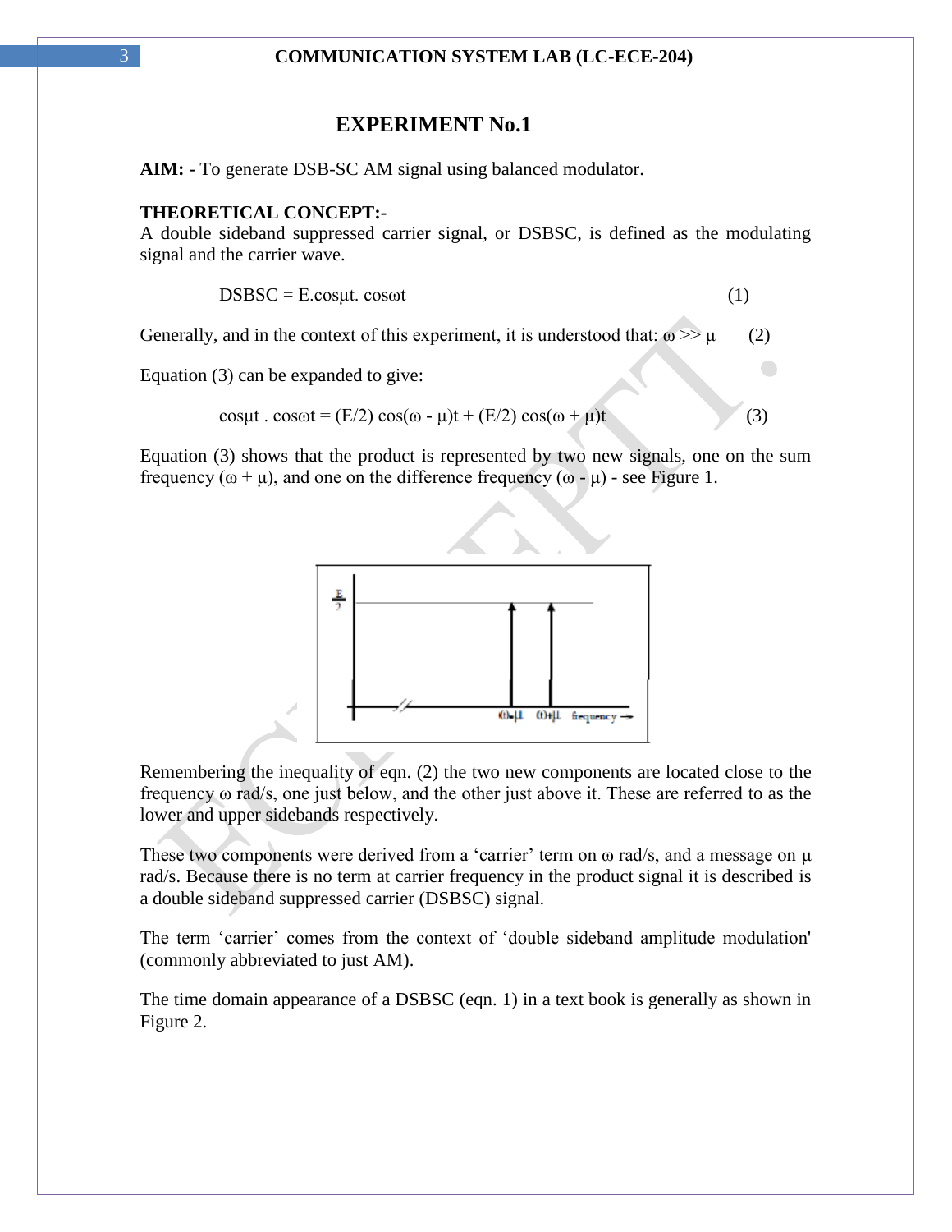# EXPERIMENT No.1

**AIM: -** To generate DSB-SC AM signal using balanced modulator.

**THEORETICAL CONCEPT:-**

A double sideband suppressed carrier signal, or DSBSC, is defined as the modulating signal and the carrier wave.

$$DSBSC = E.\cos\mu t.\ \cos\omega t \qquad (1)$$

Generally, and in the context of this experiment, it is understood that: $\omega >> \mu$ (2)

Equation (3) can be expanded to give:

$$\cos\mu t\ .\ \cos\omega t = (E/2)\cos(\omega - \mu)t + (E/2)\cos(\omega + \mu)t \qquad (3)$$

Equation (3) shows that the product is represented by two new signals, one on the sum frequency ($\omega + \mu$), and one on the difference frequency ($\omega - \mu$) - see Figure 1.

Remembering the inequality of eqn. (2) the two new components are located close to the frequency ω rad/s, one just below, and the other just above it. These are referred to as the lower and upper sidebands respectively.

These two components were derived from a 'carrier' term on ω rad/s, and a message on μ rad/s. Because there is no term at carrier frequency in the product signal it is described is a double sideband suppressed carrier (DSBSC) signal.

The term 'carrier' comes from the context of 'double sideband amplitude modulation' (commonly abbreviated to just AM).

The time domain appearance of a DSBSC (eqn. 1) in a text book is generally as shown in Figure 2.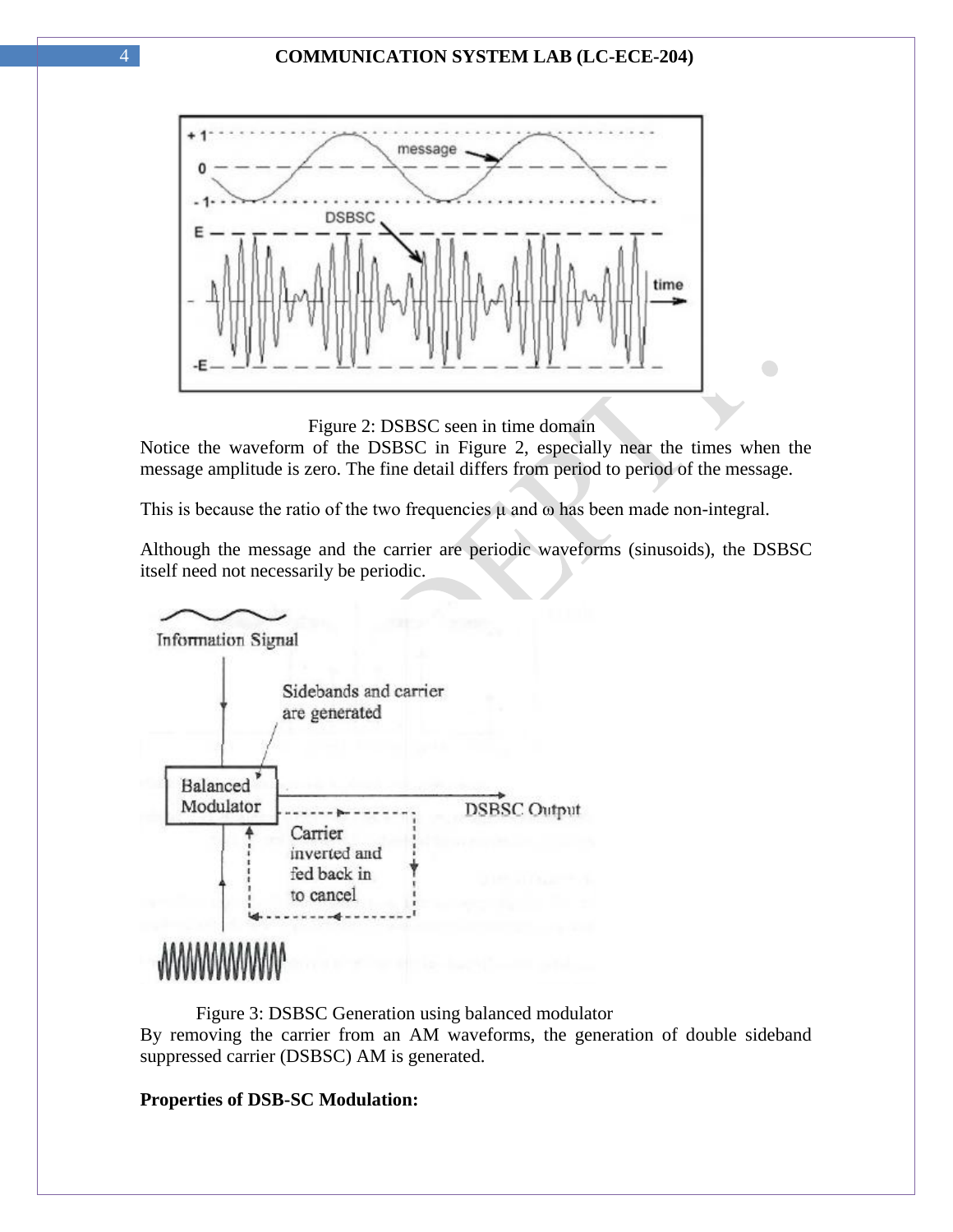Figure 2: DSBSC seen in time domain

Notice the waveform of the DSBSC in Figure 2, especially near the times when the message amplitude is zero. The fine detail differs from period to period of the message.

This is because the ratio of the two frequencies μ and ω has been made non-integral.

Although the message and the carrier are periodic waveforms (sinusoids), the DSBSC itself need not necessarily be periodic.

Figure 3: DSBSC Generation using balanced modulator

By removing the carrier from an AM waveforms, the generation of double sideband suppressed carrier (DSBSC) AM is generated.

**Properties of DSB-SC Modulation:**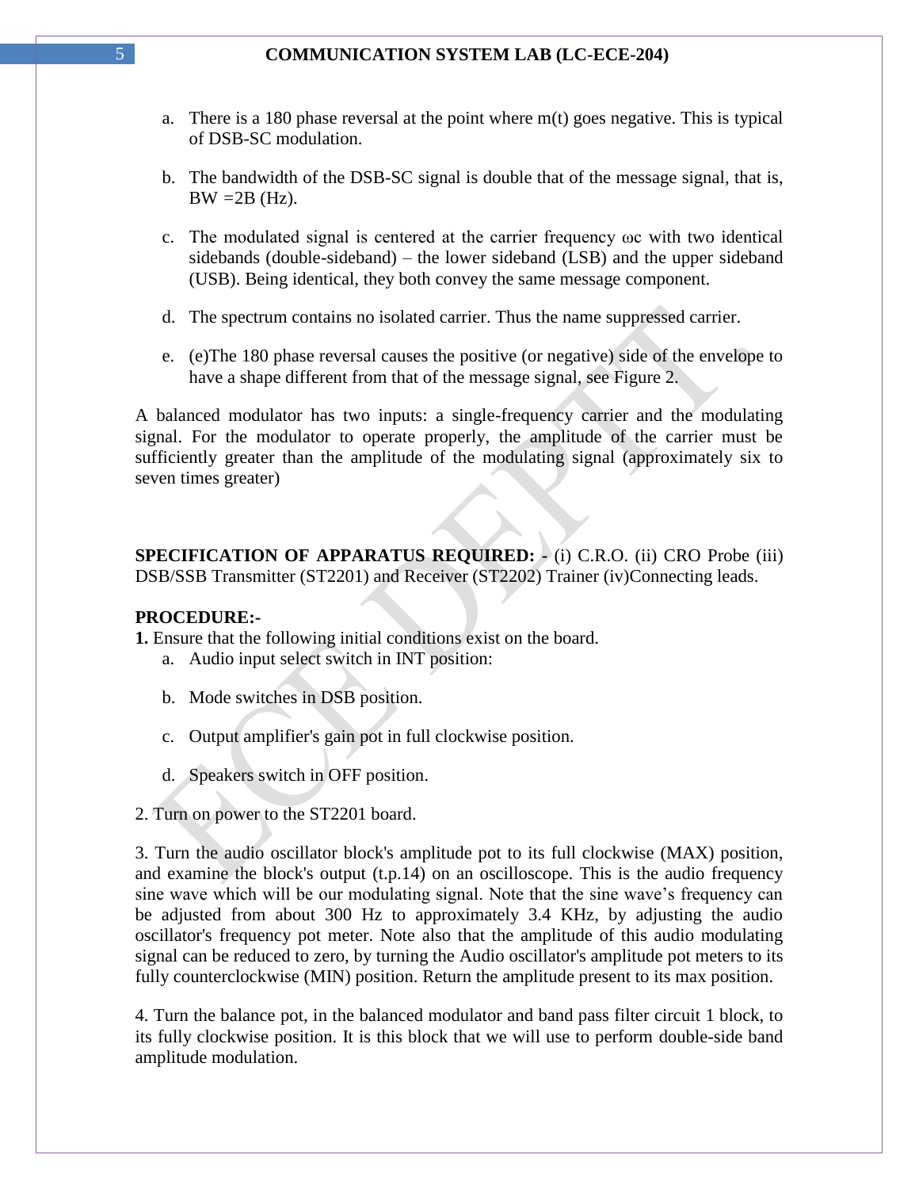a. There is a 180 phase reversal at the point where m(t) goes negative. This is typical of DSB-SC modulation.

b. The bandwidth of the DSB-SC signal is double that of the message signal, that is, BW =2B (Hz).

c. The modulated signal is centered at the carrier frequency $\omega c$ with two identical sidebands (double-sideband) – the lower sideband (LSB) and the upper sideband (USB). Being identical, they both convey the same message component.

d. The spectrum contains no isolated carrier. Thus the name suppressed carrier.

e. (e)The 180 phase reversal causes the positive (or negative) side of the envelope to have a shape different from that of the message signal, see Figure 2.

A balanced modulator has two inputs: a single-frequency carrier and the modulating signal. For the modulator to operate properly, the amplitude of the carrier must be sufficiently greater than the amplitude of the modulating signal (approximately six to seven times greater)

**SPECIFICATION OF APPARATUS REQUIRED: -** (i) C.R.O. (ii) CRO Probe (iii) DSB/SSB Transmitter (ST2201) and Receiver (ST2202) Trainer (iv)Connecting leads.

**PROCEDURE:-**

**1.** Ensure that the following initial conditions exist on the board.

a. Audio input select switch in INT position:

b. Mode switches in DSB position.

c. Output amplifier's gain pot in full clockwise position.

d. Speakers switch in OFF position.

2. Turn on power to the ST2201 board.

3. Turn the audio oscillator block's amplitude pot to its full clockwise (MAX) position, and examine the block's output (t.p.14) on an oscilloscope. This is the audio frequency sine wave which will be our modulating signal. Note that the sine wave's frequency can be adjusted from about 300 Hz to approximately 3.4 KHz, by adjusting the audio oscillator's frequency pot meter. Note also that the amplitude of this audio modulating signal can be reduced to zero, by turning the Audio oscillator's amplitude pot meters to its fully counterclockwise (MIN) position. Return the amplitude present to its max position.

4. Turn the balance pot, in the balanced modulator and band pass filter circuit 1 block, to its fully clockwise position. It is this block that we will use to perform double-side band amplitude modulation.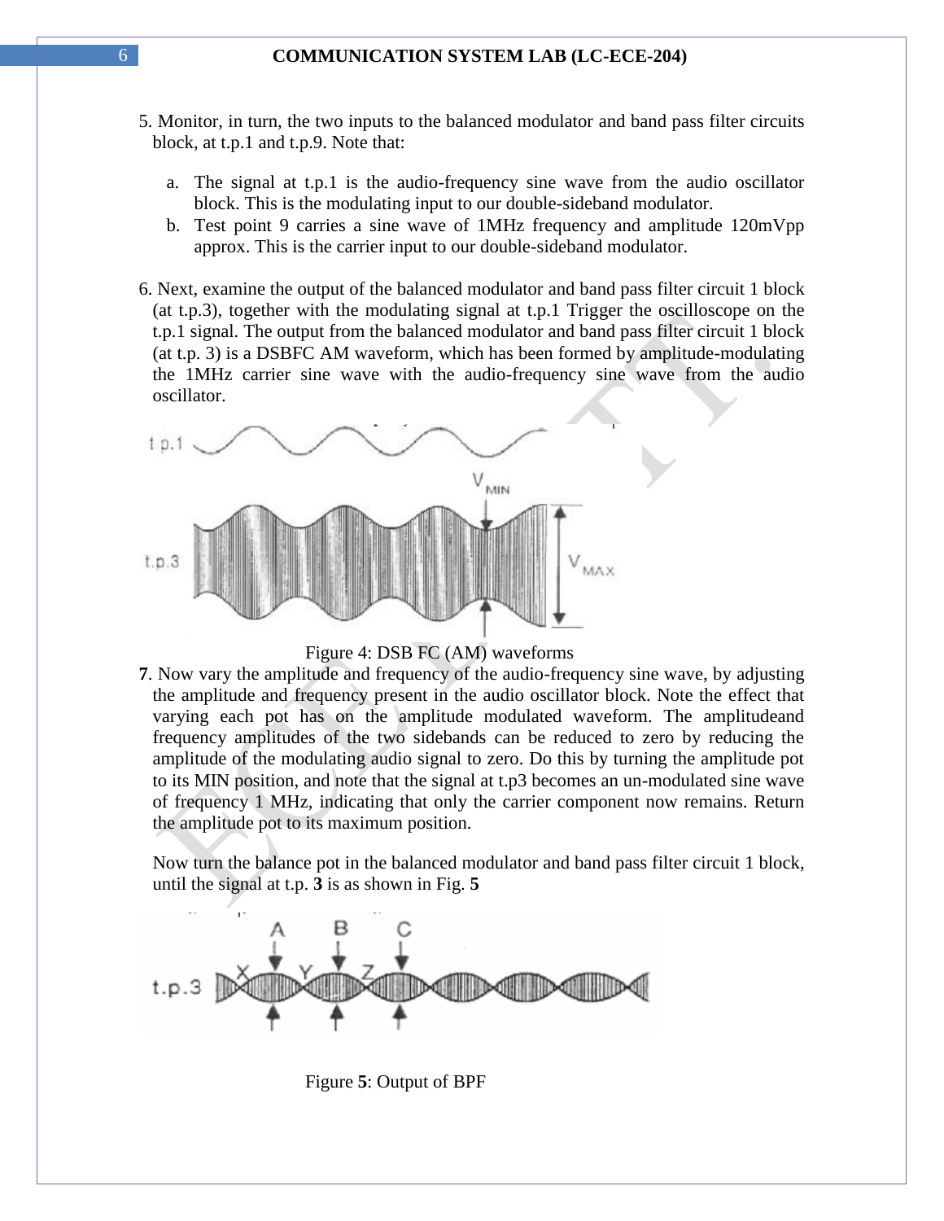5. Monitor, in turn, the two inputs to the balanced modulator and band pass filter circuits block, at t.p.1 and t.p.9. Note that:

   a. The signal at t.p.1 is the audio-frequency sine wave from the audio oscillator block. This is the modulating input to our double-sideband modulator.
   b. Test point 9 carries a sine wave of 1MHz frequency and amplitude 120mVpp approx. This is the carrier input to our double-sideband modulator.

6. Next, examine the output of the balanced modulator and band pass filter circuit 1 block (at t.p.3), together with the modulating signal at t.p.1 Trigger the oscilloscope on the t.p.1 signal. The output from the balanced modulator and band pass filter circuit 1 block (at t.p. 3) is a DSBFC AM waveform, which has been formed by amplitude-modulating the 1MHz carrier sine wave with the audio-frequency sine wave from the audio oscillator.

Figure 4: DSB FC (AM) waveforms

**7**. Now vary the amplitude and frequency of the audio-frequency sine wave, by adjusting the amplitude and frequency present in the audio oscillator block. Note the effect that varying each pot has on the amplitude modulated waveform. The amplitudeand frequency amplitudes of the two sidebands can be reduced to zero by reducing the amplitude of the modulating audio signal to zero. Do this by turning the amplitude pot to its MIN position, and note that the signal at t.p3 becomes an un-modulated sine wave of frequency 1 MHz, indicating that only the carrier component now remains. Return the amplitude pot to its maximum position.

Now turn the balance pot in the balanced modulator and band pass filter circuit 1 block, until the signal at t.p. **3** is as shown in Fig. **5**

Figure **5**: Output of BPF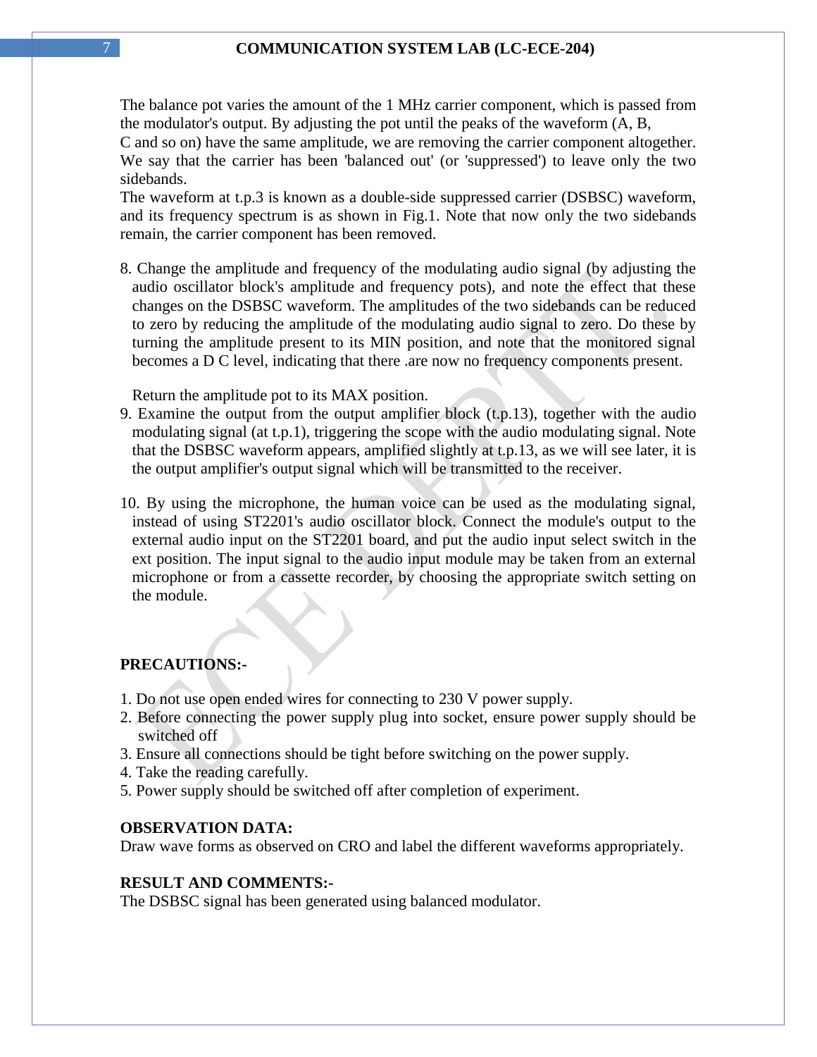The balance pot varies the amount of the 1 MHz carrier component, which is passed from the modulator's output. By adjusting the pot until the peaks of the waveform (A, B, C and so on) have the same amplitude, we are removing the carrier component altogether. We say that the carrier has been 'balanced out' (or 'suppressed') to leave only the two sidebands.

The waveform at t.p.3 is known as a double-side suppressed carrier (DSBSC) waveform, and its frequency spectrum is as shown in Fig.1. Note that now only the two sidebands remain, the carrier component has been removed.

8. Change the amplitude and frequency of the modulating audio signal (by adjusting the audio oscillator block's amplitude and frequency pots), and note the effect that these changes on the DSBSC waveform. The amplitudes of the two sidebands can be reduced to zero by reducing the amplitude of the modulating audio signal to zero. Do these by turning the amplitude present to its MIN position, and note that the monitored signal becomes a D C level, indicating that there .are now no frequency components present.

   Return the amplitude pot to its MAX position.
9. Examine the output from the output amplifier block (t.p.13), together with the audio modulating signal (at t.p.1), triggering the scope with the audio modulating signal. Note that the DSBSC waveform appears, amplified slightly at t.p.13, as we will see later, it is the output amplifier's output signal which will be transmitted to the receiver.

10. By using the microphone, the human voice can be used as the modulating signal, instead of using ST2201's audio oscillator block. Connect the module's output to the external audio input on the ST2201 board, and put the audio input select switch in the ext position. The input signal to the audio input module may be taken from an external microphone or from a cassette recorder, by choosing the appropriate switch setting on the module.

**PRECAUTIONS:-**

1. Do not use open ended wires for connecting to 230 V power supply.
2. Before connecting the power supply plug into socket, ensure power supply should be switched off
3. Ensure all connections should be tight before switching on the power supply.
4. Take the reading carefully.
5. Power supply should be switched off after completion of experiment.

**OBSERVATION DATA:**

Draw wave forms as observed on CRO and label the different waveforms appropriately.

**RESULT AND COMMENTS:-**

The DSBSC signal has been generated using balanced modulator.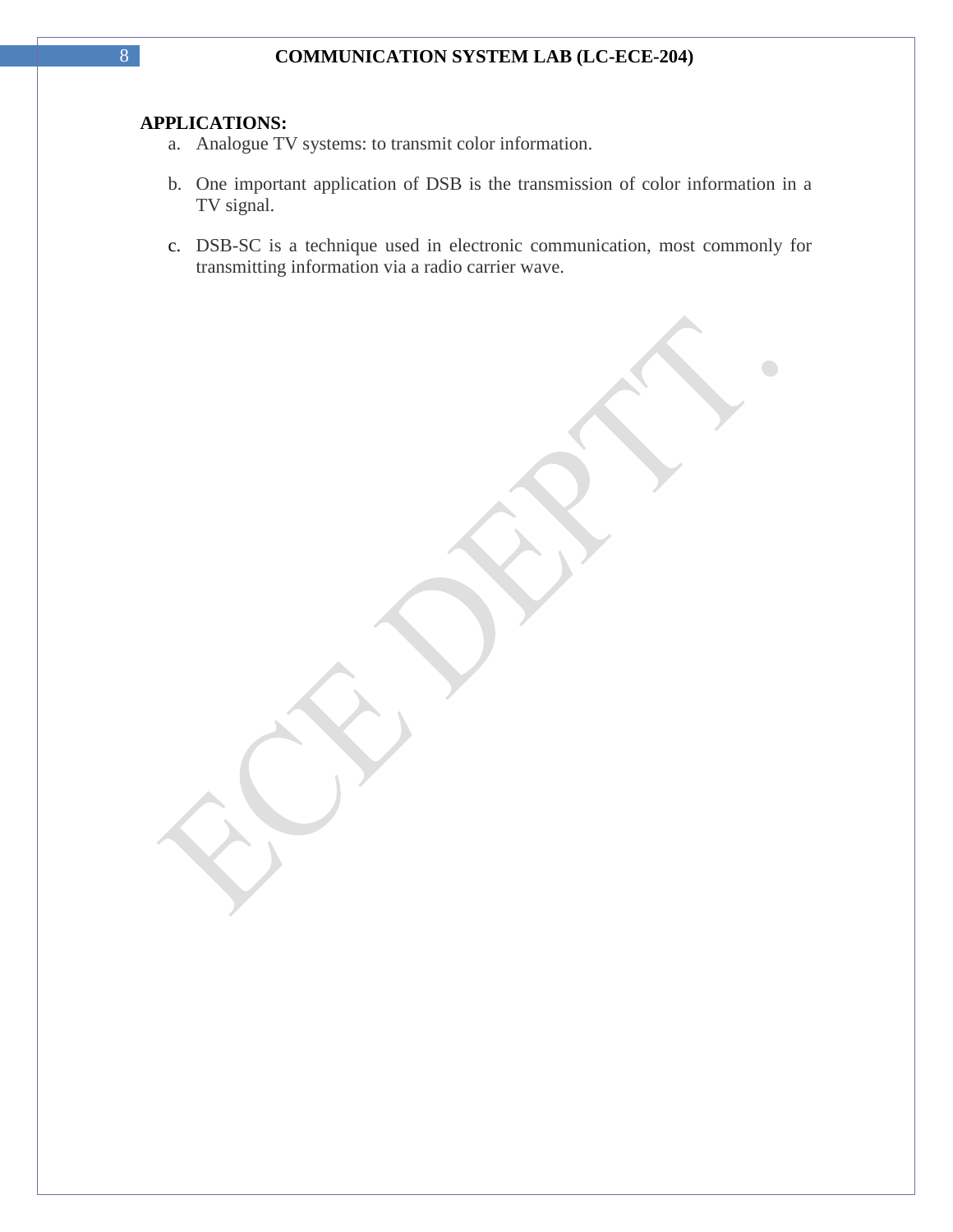**APPLICATIONS:**

a. Analogue TV systems: to transmit color information.

b. One important application of DSB is the transmission of color information in a TV signal.

c. DSB-SC is a technique used in electronic communication, most commonly for transmitting information via a radio carrier wave.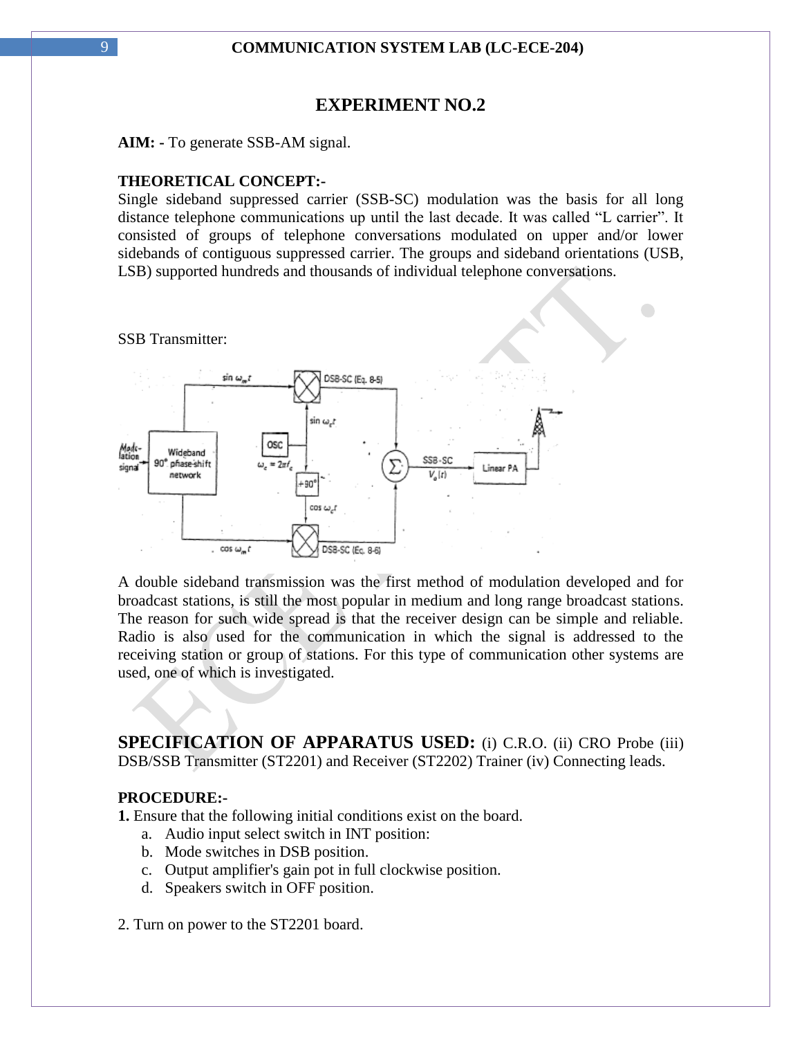# EXPERIMENT NO.2

**AIM: -** To generate SSB-AM signal.

**THEORETICAL CONCEPT:-**

Single sideband suppressed carrier (SSB-SC) modulation was the basis for all long distance telephone communications up until the last decade. It was called "L carrier". It consisted of groups of telephone conversations modulated on upper and/or lower sidebands of contiguous suppressed carrier. The groups and sideband orientations (USB, LSB) supported hundreds and thousands of individual telephone conversations.

SSB Transmitter:

A double sideband transmission was the first method of modulation developed and for broadcast stations, is still the most popular in medium and long range broadcast stations. The reason for such wide spread is that the receiver design can be simple and reliable. Radio is also used for the communication in which the signal is addressed to the receiving station or group of stations. For this type of communication other systems are used, one of which is investigated.

**SPECIFICATION OF APPARATUS USED:** (i) C.R.O. (ii) CRO Probe (iii) DSB/SSB Transmitter (ST2201) and Receiver (ST2202) Trainer (iv) Connecting leads.

**PROCEDURE:-**

**1.** Ensure that the following initial conditions exist on the board.

a. Audio input select switch in INT position:
b. Mode switches in DSB position.
c. Output amplifier's gain pot in full clockwise position.
d. Speakers switch in OFF position.

2. Turn on power to the ST2201 board.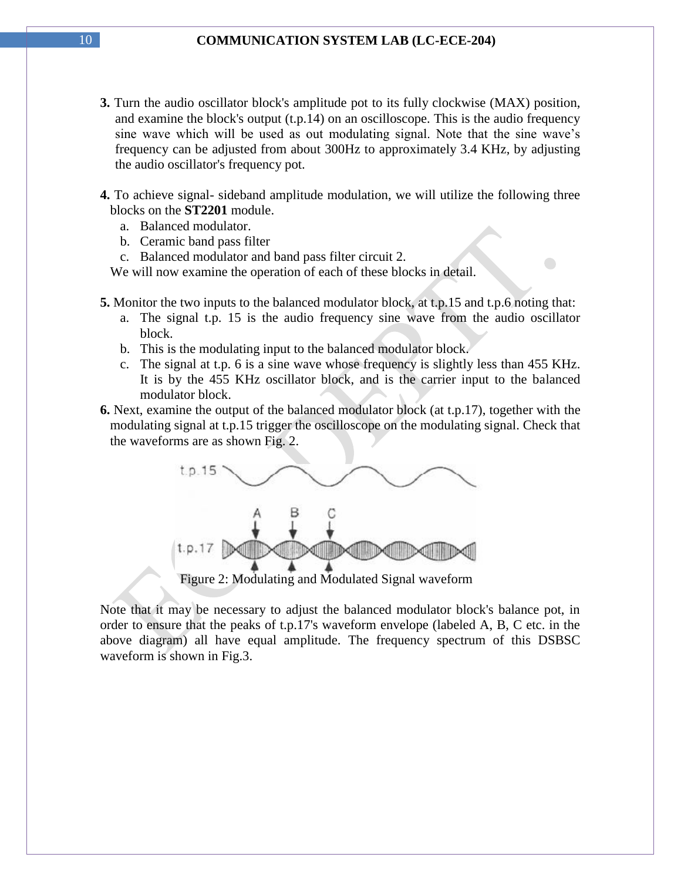**3.** Turn the audio oscillator block's amplitude pot to its fully clockwise (MAX) position, and examine the block's output (t.p.14) on an oscilloscope. This is the audio frequency sine wave which will be used as out modulating signal. Note that the sine wave's frequency can be adjusted from about 300Hz to approximately 3.4 KHz, by adjusting the audio oscillator's frequency pot.

**4.** To achieve signal- sideband amplitude modulation, we will utilize the following three blocks on the **ST2201** module.

a. Balanced modulator.
b. Ceramic band pass filter
c. Balanced modulator and band pass filter circuit 2.

We will now examine the operation of each of these blocks in detail.

**5.** Monitor the two inputs to the balanced modulator block, at t.p.15 and t.p.6 noting that:

a. The signal t.p. 15 is the audio frequency sine wave from the audio oscillator block.
b. This is the modulating input to the balanced modulator block.
c. The signal at t.p. 6 is a sine wave whose frequency is slightly less than 455 KHz. It is by the 455 KHz oscillator block, and is the carrier input to the balanced modulator block.

**6.** Next, examine the output of the balanced modulator block (at t.p.17), together with the modulating signal at t.p.15 trigger the oscilloscope on the modulating signal. Check that the waveforms are as shown Fig. 2.

Figure 2: Modulating and Modulated Signal waveform

Note that it may be necessary to adjust the balanced modulator block's balance pot, in order to ensure that the peaks of t.p.17's waveform envelope (labeled A, B, C etc. in the above diagram) all have equal amplitude. The frequency spectrum of this DSBSC waveform is shown in Fig.3.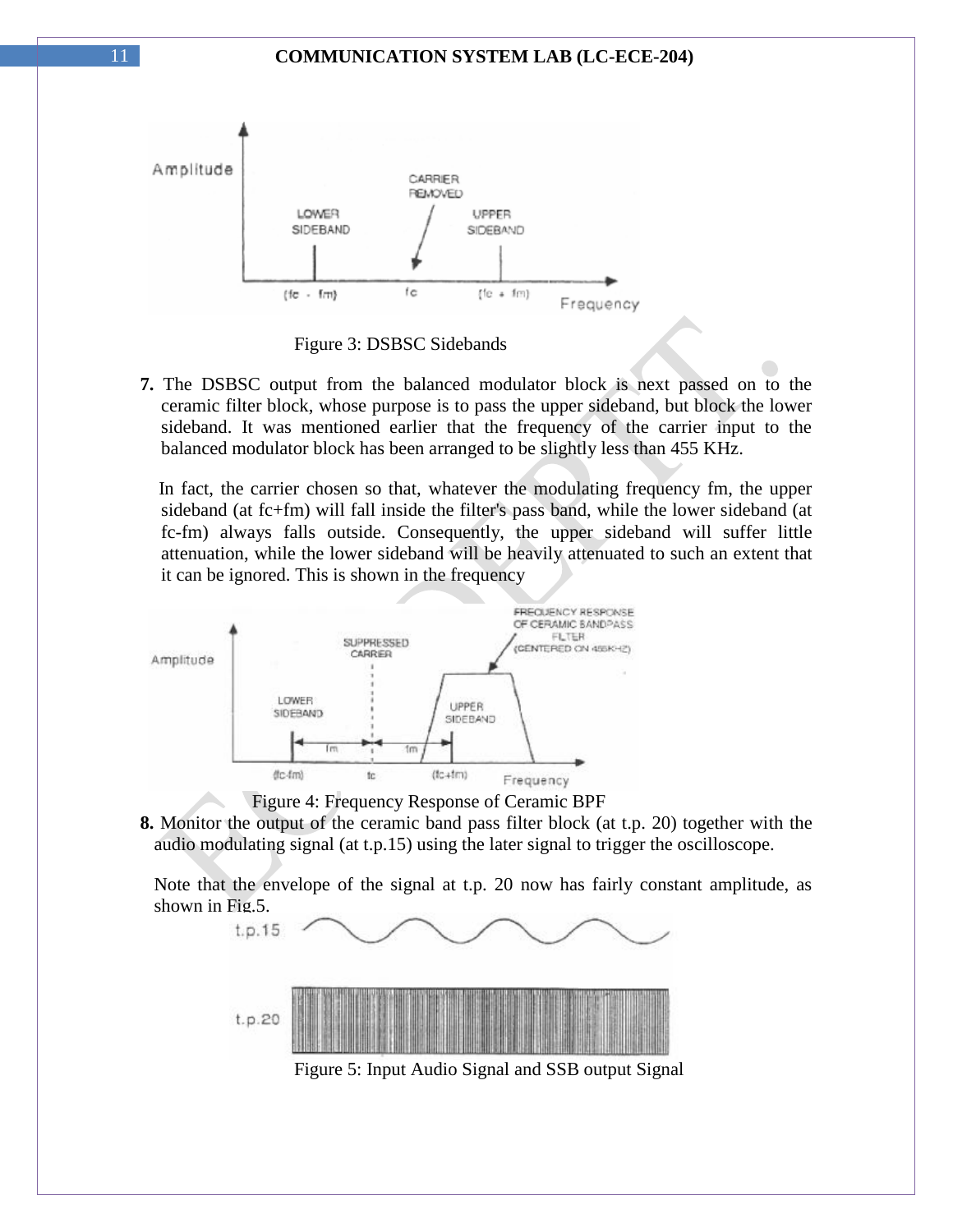Figure 3: DSBSC Sidebands

**7.** The DSBSC output from the balanced modulator block is next passed on to the ceramic filter block, whose purpose is to pass the upper sideband, but block the lower sideband. It was mentioned earlier that the frequency of the carrier input to the balanced modulator block has been arranged to be slightly less than 455 KHz.

In fact, the carrier chosen so that, whatever the modulating frequency fm, the upper sideband (at fc+fm) will fall inside the filter's pass band, while the lower sideband (at fc-fm) always falls outside. Consequently, the upper sideband will suffer little attenuation, while the lower sideband will be heavily attenuated to such an extent that it can be ignored. This is shown in the frequency

Figure 4: Frequency Response of Ceramic BPF

**8.** Monitor the output of the ceramic band pass filter block (at t.p. 20) together with the audio modulating signal (at t.p.15) using the later signal to trigger the oscilloscope.

Note that the envelope of the signal at t.p. 20 now has fairly constant amplitude, as shown in Fig.5.

Figure 5: Input Audio Signal and SSB output Signal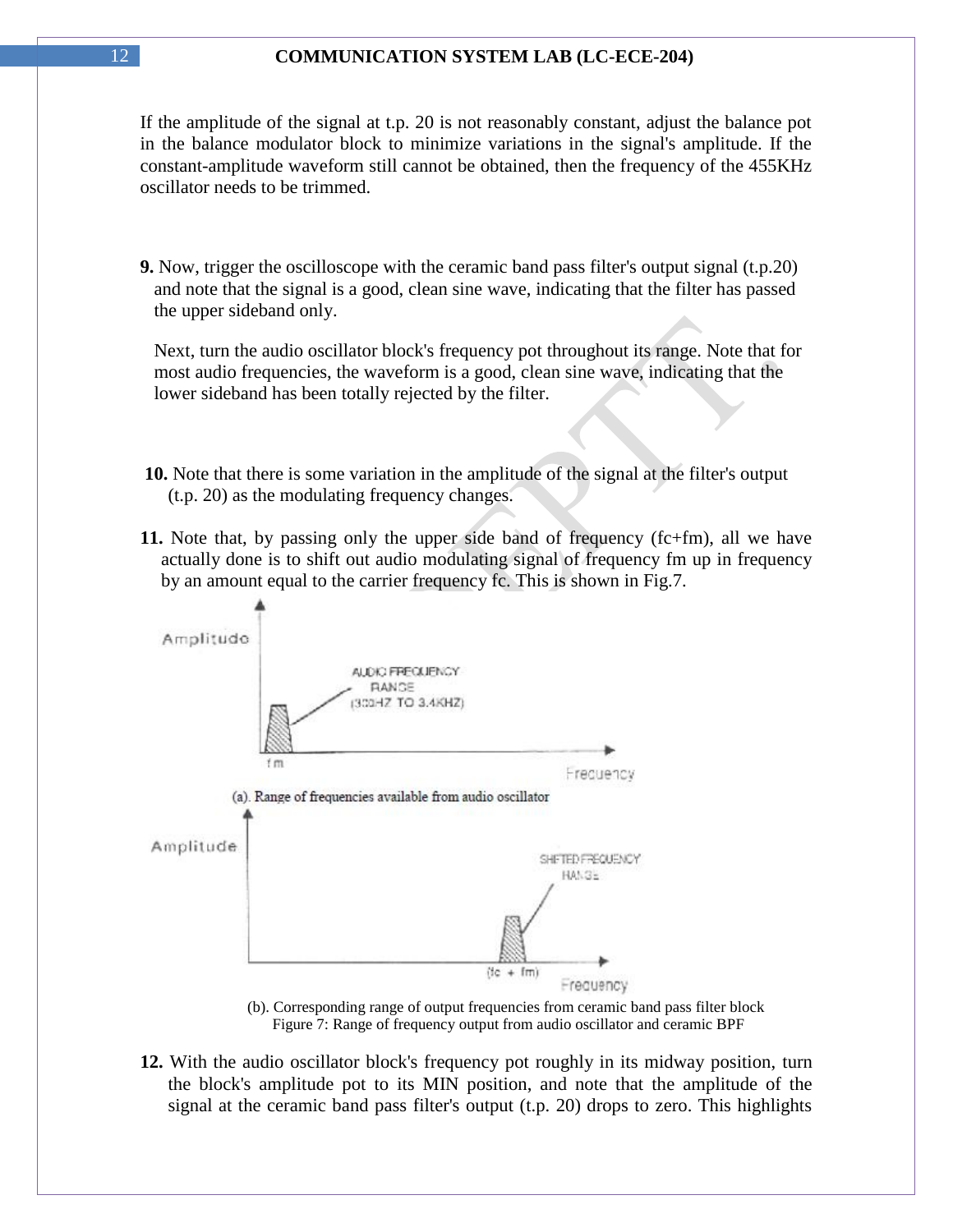If the amplitude of the signal at t.p. 20 is not reasonably constant, adjust the balance pot in the balance modulator block to minimize variations in the signal's amplitude. If the constant-amplitude waveform still cannot be obtained, then the frequency of the 455KHz oscillator needs to be trimmed.

**9.** Now, trigger the oscilloscope with the ceramic band pass filter's output signal (t.p.20) and note that the signal is a good, clean sine wave, indicating that the filter has passed the upper sideband only.

Next, turn the audio oscillator block's frequency pot throughout its range. Note that for most audio frequencies, the waveform is a good, clean sine wave, indicating that the lower sideband has been totally rejected by the filter.

**10.** Note that there is some variation in the amplitude of the signal at the filter's output (t.p. 20) as the modulating frequency changes.

**11.** Note that, by passing only the upper side band of frequency (fc+fm), all we have actually done is to shift out audio modulating signal of frequency fm up in frequency by an amount equal to the carrier frequency fc. This is shown in Fig.7.

Amplitude

AUDIO FREQUENCY RANGE (300HZ TO 3.4KHZ)

f m

Frequency

(a). Range of frequencies available from audio oscillator

Amplitude

SHIFTED FREQUENCY RANGE

(fc + fm)

Frequency

(b). Corresponding range of output frequencies from ceramic band pass filter block
Figure 7: Range of frequency output from audio oscillator and ceramic BPF

**12.** With the audio oscillator block's frequency pot roughly in its midway position, turn the block's amplitude pot to its MIN position, and note that the amplitude of the signal at the ceramic band pass filter's output (t.p. 20) drops to zero. This highlights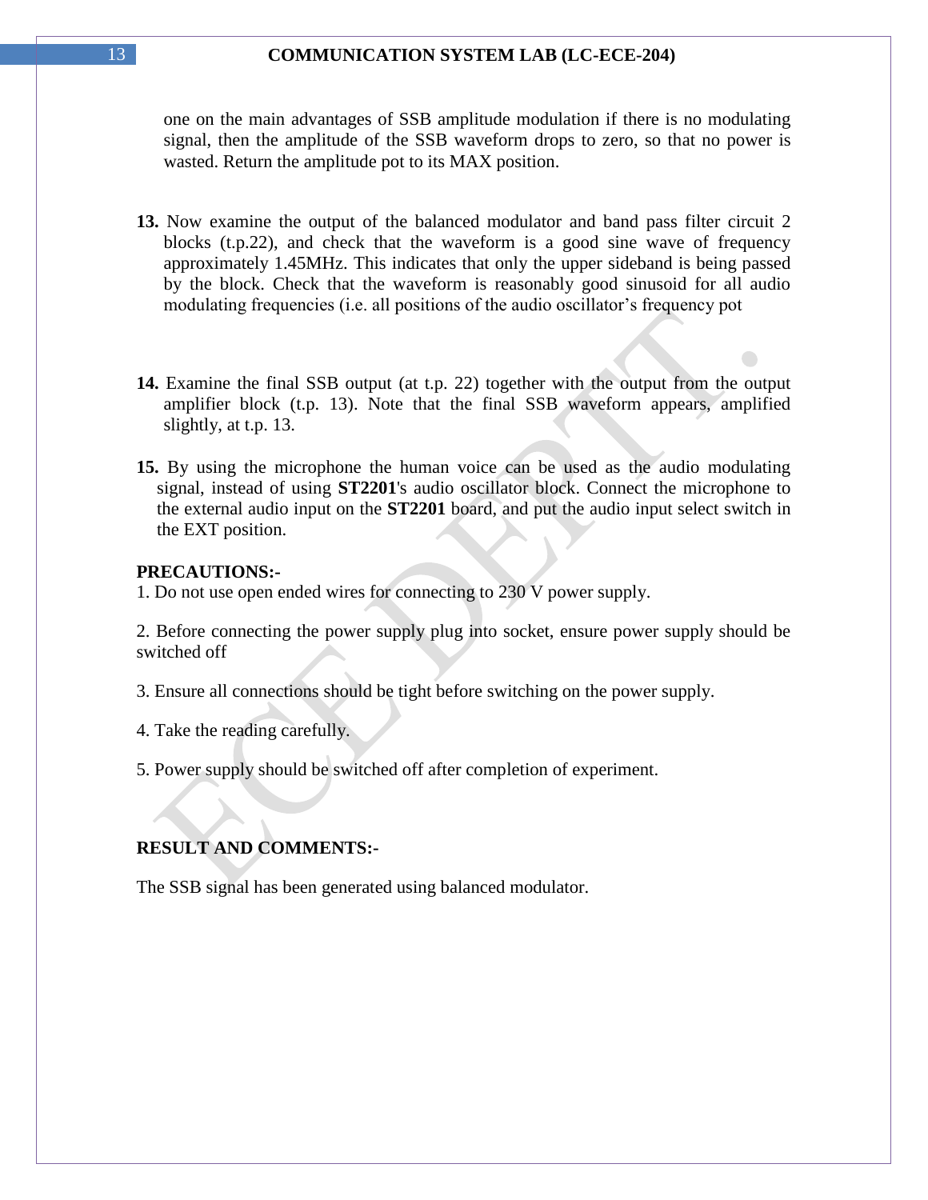one on the main advantages of SSB amplitude modulation if there is no modulating signal, then the amplitude of the SSB waveform drops to zero, so that no power is wasted. Return the amplitude pot to its MAX position.

**13.** Now examine the output of the balanced modulator and band pass filter circuit 2 blocks (t.p.22), and check that the waveform is a good sine wave of frequency approximately 1.45MHz. This indicates that only the upper sideband is being passed by the block. Check that the waveform is reasonably good sinusoid for all audio modulating frequencies (i.e. all positions of the audio oscillator's frequency pot

**14.** Examine the final SSB output (at t.p. 22) together with the output from the output amplifier block (t.p. 13). Note that the final SSB waveform appears, amplified slightly, at t.p. 13.

**15.** By using the microphone the human voice can be used as the audio modulating signal, instead of using **ST2201**'s audio oscillator block. Connect the microphone to the external audio input on the **ST2201** board, and put the audio input select switch in the EXT position.

**PRECAUTIONS:-**

1. Do not use open ended wires for connecting to 230 V power supply.

2. Before connecting the power supply plug into socket, ensure power supply should be switched off

3. Ensure all connections should be tight before switching on the power supply.

4. Take the reading carefully.

5. Power supply should be switched off after completion of experiment.

**RESULT AND COMMENTS:-**

The SSB signal has been generated using balanced modulator.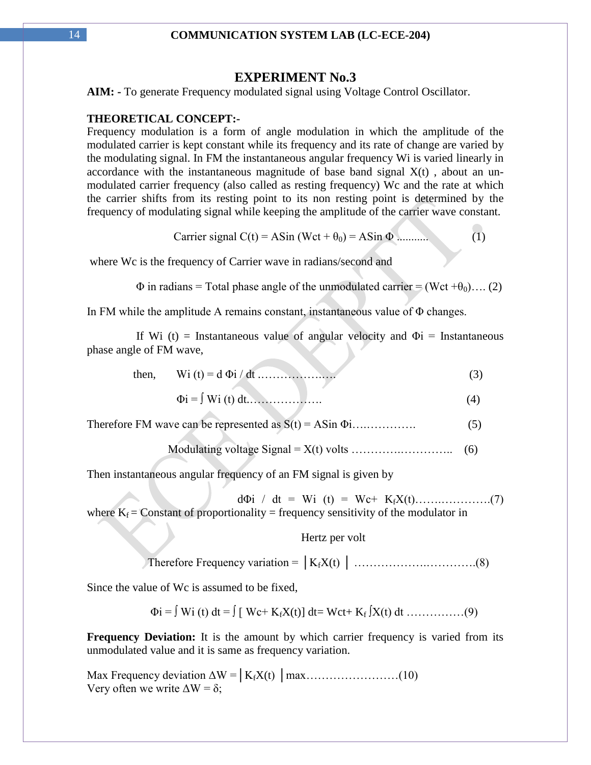# EXPERIMENT No.3

**AIM: -** To generate Frequency modulated signal using Voltage Control Oscillator.

**THEORETICAL CONCEPT:-**

Frequency modulation is a form of angle modulation in which the amplitude of the modulated carrier is kept constant while its frequency and its rate of change are varied by the modulating signal. In FM the instantaneous angular frequency Wi is varied linearly in accordance with the instantaneous magnitude of base band signal X(t) , about an un-modulated carrier frequency (also called as resting frequency) Wc and the rate at which the carrier shifts from its resting point to its non resting point is determined by the frequency of modulating signal while keeping the amplitude of the carrier wave constant.

$$\text{Carrier signal } C(t) = A\sin(W_ct + \theta_0) = A\sin\Phi \quad \text{.......... (1)}$$

where Wc is the frequency of Carrier wave in radians/second and

$$\Phi \text{ in radians} = \text{Total phase angle of the unmodulated carrier} = (W_ct + \theta_0) \ldots \text{(2)}$$

In FM while the amplitude A remains constant, instantaneous value of Φ changes.

If Wi (t) = Instantaneous value of angular velocity and Φi = Instantaneous phase angle of FM wave,

then, $$W_i(t) = d\Phi_i / dt \ldots\ldots\ldots\ldots \text{(3)}$$

$$\Phi_i = \int W_i(t)\,dt \ldots\ldots\ldots\ldots \text{(4)}$$

Therefore FM wave can be represented as $S(t) = A\sin\Phi_i$ ……………. (5)

$$\text{Modulating voltage Signal} = X(t) \text{ volts} \ldots\ldots\ldots\ldots \text{(6)}$$

Then instantaneous angular frequency of an FM signal is given by

$$d\Phi_i / dt = W_i(t) = W_c + K_f X(t) \ldots\ldots\ldots\ldots \text{(7)}$$

where $K_f$ = Constant of proportionality = frequency sensitivity of the modulator in Hertz per volt

$$\text{Therefore Frequency variation} = |K_f X(t)| \ldots\ldots\ldots\ldots \text{(8)}$$

Since the value of Wc is assumed to be fixed,

$$\Phi_i = \int W_i(t)\,dt = \int [W_c + K_f X(t)]\,dt = W_ct + K_f \int X(t)\,dt \ldots\ldots\ldots\ldots \text{(9)}$$

**Frequency Deviation:** It is the amount by which carrier frequency is varied from its unmodulated value and it is same as frequency variation.

Max Frequency deviation $\Delta W = |K_f X(t)|_{max}$……………………(10)

Very often we write $\Delta W = \delta$;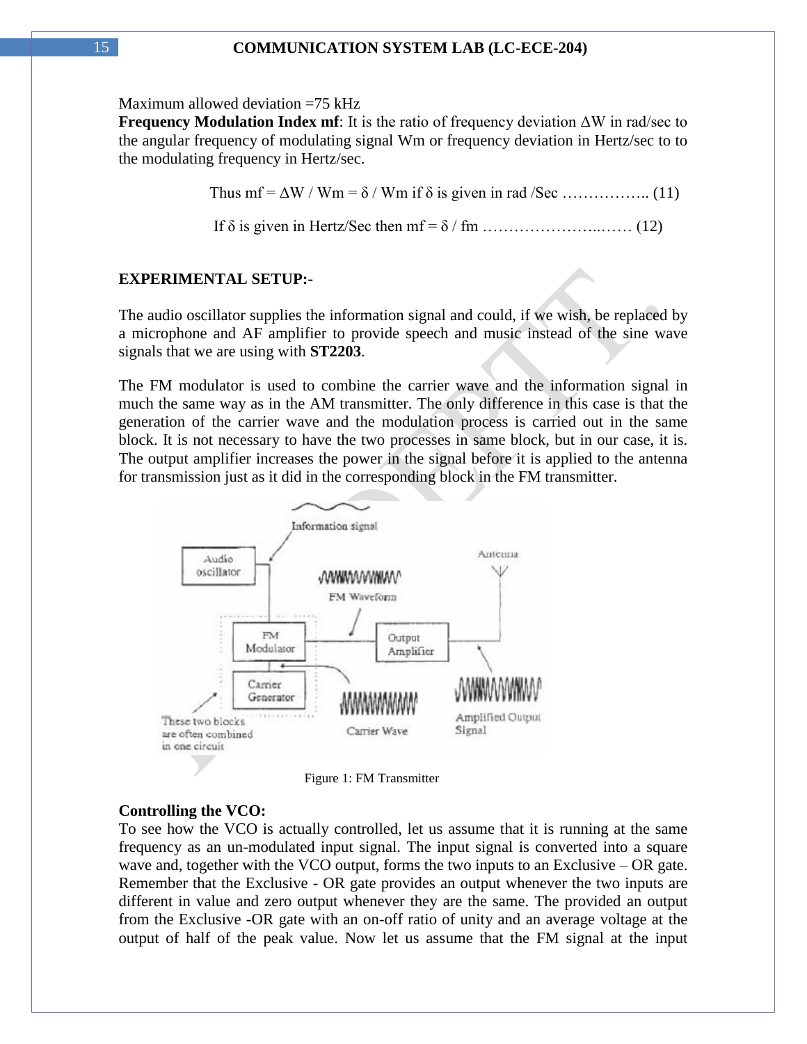Maximum allowed deviation =75 kHz

**Frequency Modulation Index mf**: It is the ratio of frequency deviation ΔW in rad/sec to the angular frequency of modulating signal Wm or frequency deviation in Hertz/sec to to the modulating frequency in Hertz/sec.

Thus mf = ΔW / Wm = δ / Wm if δ is given in rad /Sec …………….. (11)

If δ is given in Hertz/Sec then mf = δ / fm …………………...…… (12)

**EXPERIMENTAL SETUP:-**

The audio oscillator supplies the information signal and could, if we wish, be replaced by a microphone and AF amplifier to provide speech and music instead of the sine wave signals that we are using with **ST2203**.

The FM modulator is used to combine the carrier wave and the information signal in much the same way as in the AM transmitter. The only difference in this case is that the generation of the carrier wave and the modulation process is carried out in the same block. It is not necessary to have the two processes in same block, but in our case, it is. The output amplifier increases the power in the signal before it is applied to the antenna for transmission just as it did in the corresponding block in the FM transmitter.

Figure 1: FM Transmitter

**Controlling the VCO:**

To see how the VCO is actually controlled, let us assume that it is running at the same frequency as an un-modulated input signal. The input signal is converted into a square wave and, together with the VCO output, forms the two inputs to an Exclusive – OR gate. Remember that the Exclusive - OR gate provides an output whenever the two inputs are different in value and zero output whenever they are the same. The provided an output from the Exclusive -OR gate with an on-off ratio of unity and an average voltage at the output of half of the peak value. Now let us assume that the FM signal at the input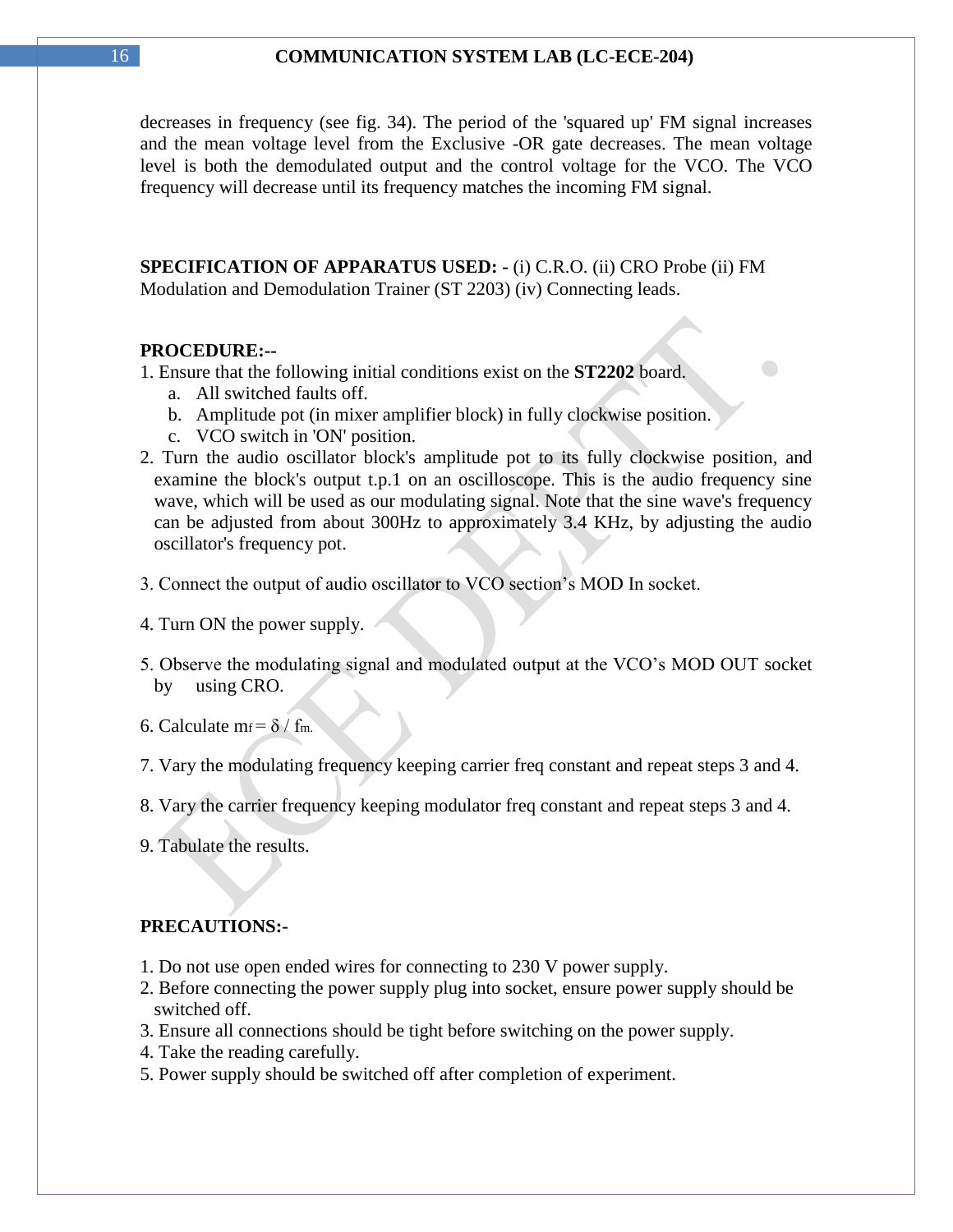decreases in frequency (see fig. 34). The period of the 'squared up' FM signal increases and the mean voltage level from the Exclusive -OR gate decreases. The mean voltage level is both the demodulated output and the control voltage for the VCO. The VCO frequency will decrease until its frequency matches the incoming FM signal.

**SPECIFICATION OF APPARATUS USED: -** (i) C.R.O. (ii) CRO Probe (ii) FM Modulation and Demodulation Trainer (ST 2203) (iv) Connecting leads.

**PROCEDURE:--**

1. Ensure that the following initial conditions exist on the **ST2202** board.
   a. All switched faults off.
   b. Amplitude pot (in mixer amplifier block) in fully clockwise position.
   c. VCO switch in 'ON' position.
2. Turn the audio oscillator block's amplitude pot to its fully clockwise position, and examine the block's output t.p.1 on an oscilloscope. This is the audio frequency sine wave, which will be used as our modulating signal. Note that the sine wave's frequency can be adjusted from about 300Hz to approximately 3.4 KHz, by adjusting the audio oscillator's frequency pot.
3. Connect the output of audio oscillator to VCO section's MOD In socket.
4. Turn ON the power supply.
5. Observe the modulating signal and modulated output at the VCO's MOD OUT socket by using CRO.
6. Calculate $m_f = \delta / f_m$.
7. Vary the modulating frequency keeping carrier freq constant and repeat steps 3 and 4.
8. Vary the carrier frequency keeping modulator freq constant and repeat steps 3 and 4.
9. Tabulate the results.

**PRECAUTIONS:-**

1. Do not use open ended wires for connecting to 230 V power supply.
2. Before connecting the power supply plug into socket, ensure power supply should be switched off.
3. Ensure all connections should be tight before switching on the power supply.
4. Take the reading carefully.
5. Power supply should be switched off after completion of experiment.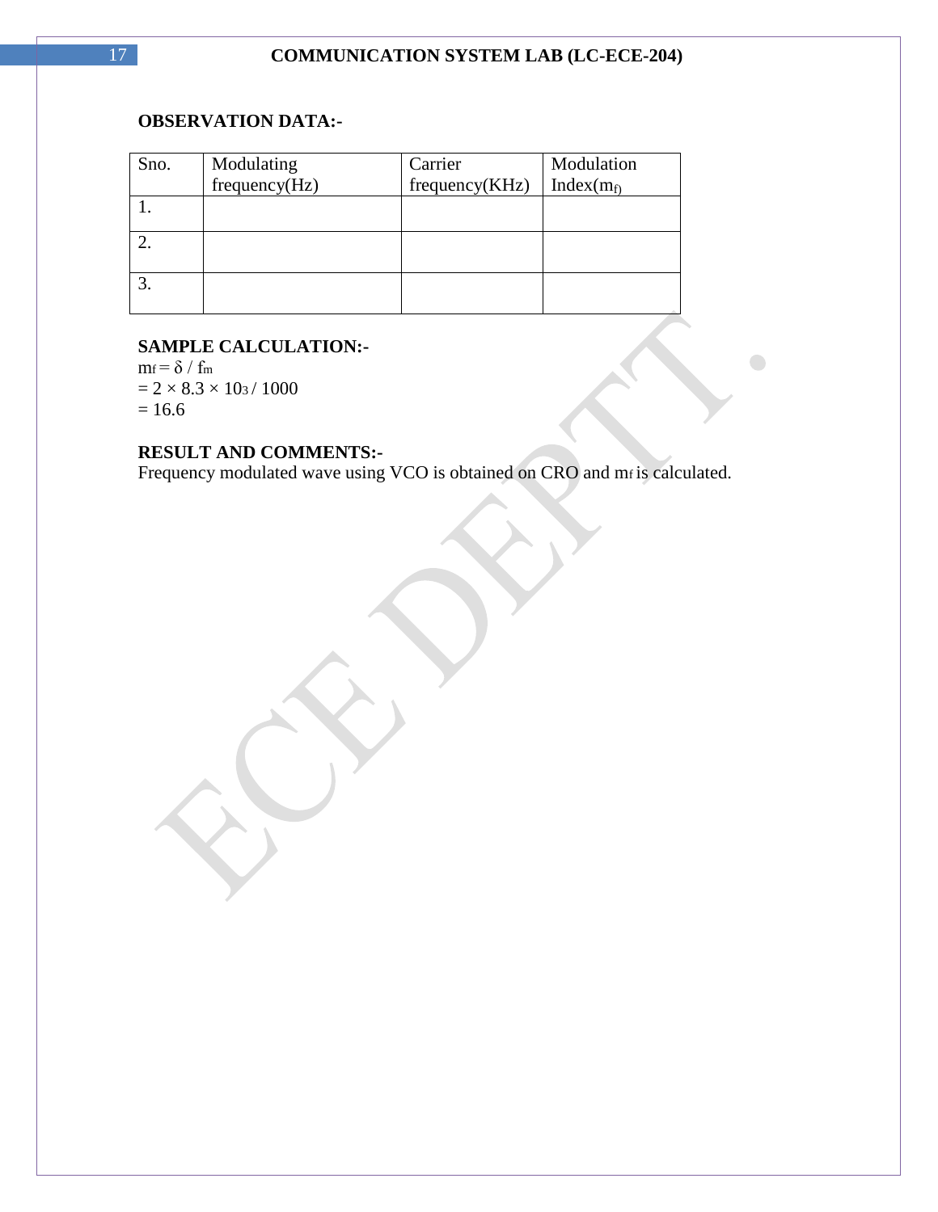**OBSERVATION DATA:-**

| Sno. | Modulating frequency(Hz) | Carrier frequency(KHz) | Modulation Index($m_f$) |
| --- | --- | --- | --- |
| 1. | | | |
| 2. | | | |
| 3. | | | |

**SAMPLE CALCULATION:-**

$m_f = \delta / f_m$

$= 2 \times 8.3 \times 10^3 / 1000$

$= 16.6$

**RESULT AND COMMENTS:-**

Frequency modulated wave using VCO is obtained on CRO and $m_f$ is calculated.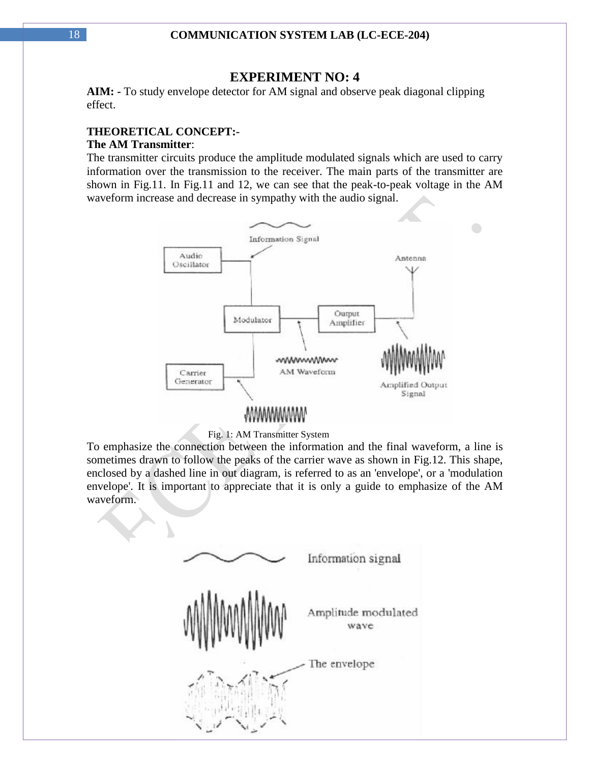# EXPERIMENT NO: 4

**AIM: -** To study envelope detector for AM signal and observe peak diagonal clipping effect.

**THEORETICAL CONCEPT:-**

**The AM Transmitter**:

The transmitter circuits produce the amplitude modulated signals which are used to carry information over the transmission to the receiver. The main parts of the transmitter are shown in Fig.11. In Fig.11 and 12, we can see that the peak-to-peak voltage in the AM waveform increase and decrease in sympathy with the audio signal.

Fig. 1: AM Transmitter System

To emphasize the connection between the information and the final waveform, a line is sometimes drawn to follow the peaks of the carrier wave as shown in Fig.12. This shape, enclosed by a dashed line in out diagram, is referred to as an 'envelope', or a 'modulation envelope'. It is important to appreciate that it is only a guide to emphasize of the AM waveform.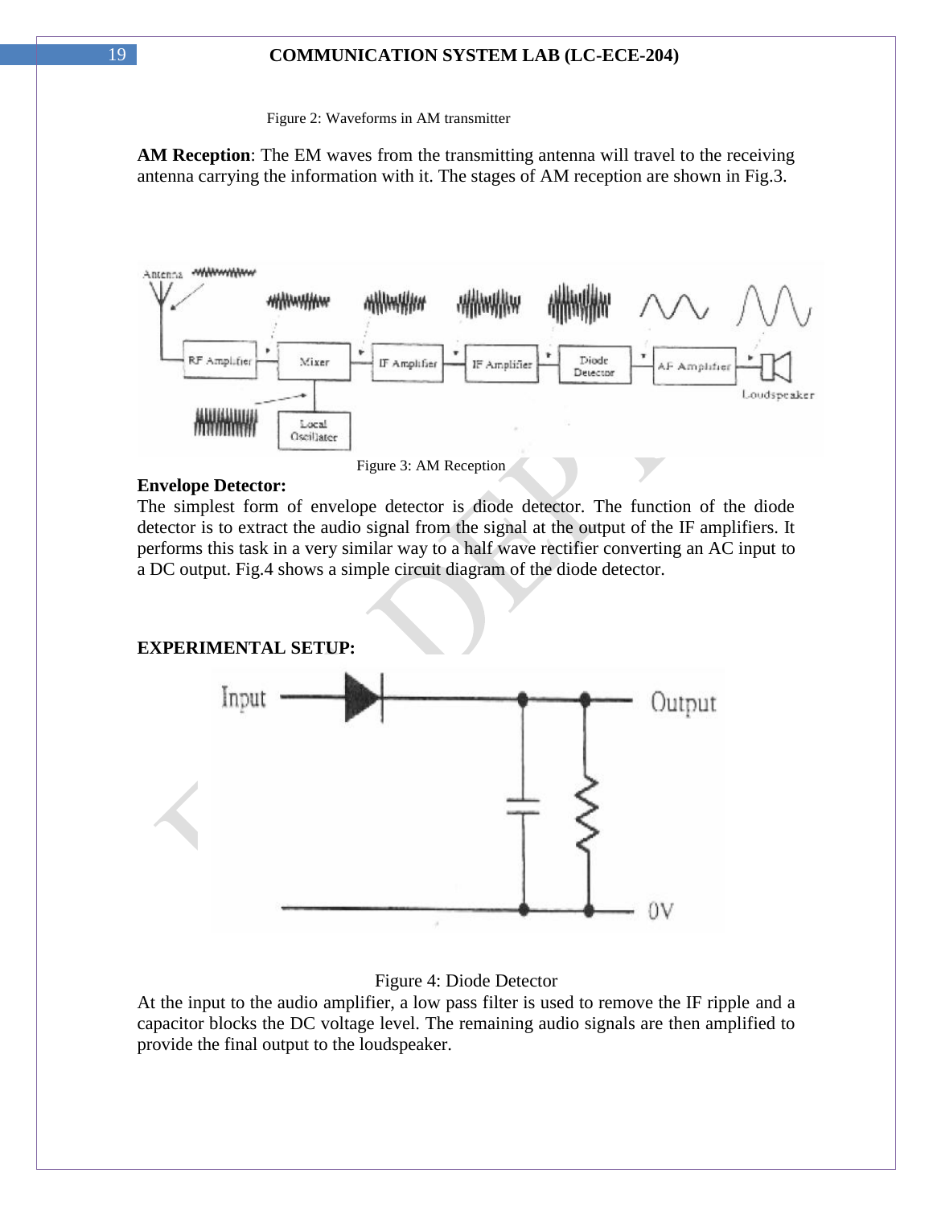Figure 2: Waveforms in AM transmitter

**AM Reception**: The EM waves from the transmitting antenna will travel to the receiving antenna carrying the information with it. The stages of AM reception are shown in Fig.3.

Figure 3: AM Reception

**Envelope Detector:**

The simplest form of envelope detector is diode detector. The function of the diode detector is to extract the audio signal from the signal at the output of the IF amplifiers. It performs this task in a very similar way to a half wave rectifier converting an AC input to a DC output. Fig.4 shows a simple circuit diagram of the diode detector.

**EXPERIMENTAL SETUP:**

Figure 4: Diode Detector

At the input to the audio amplifier, a low pass filter is used to remove the IF ripple and a capacitor blocks the DC voltage level. The remaining audio signals are then amplified to provide the final output to the loudspeaker.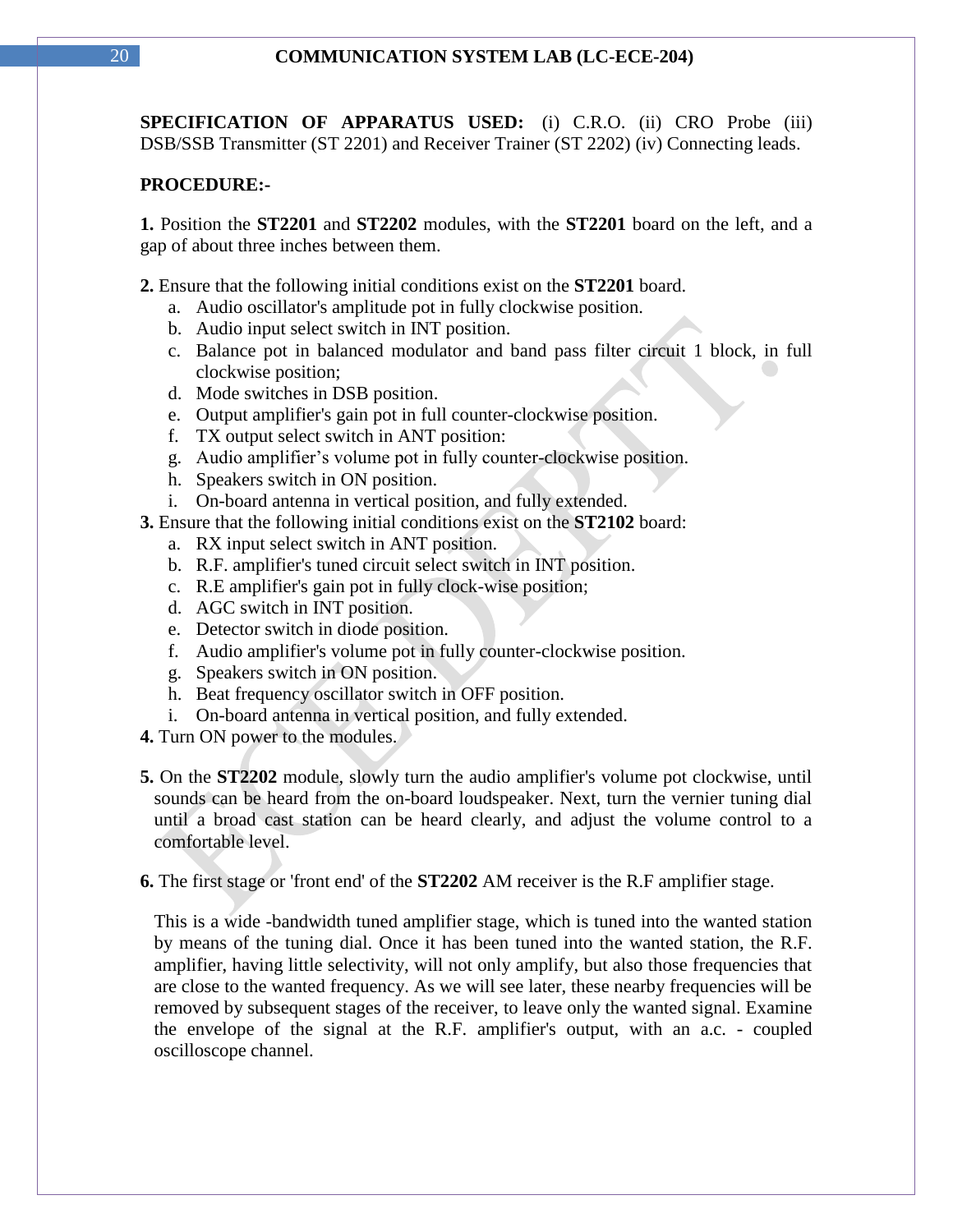**SPECIFICATION OF APPARATUS USED:** (i) C.R.O. (ii) CRO Probe (iii) DSB/SSB Transmitter (ST 2201) and Receiver Trainer (ST 2202) (iv) Connecting leads.

**PROCEDURE:-**

**1.** Position the **ST2201** and **ST2202** modules, with the **ST2201** board on the left, and a gap of about three inches between them.

**2.** Ensure that the following initial conditions exist on the **ST2201** board.

a. Audio oscillator's amplitude pot in fully clockwise position.
b. Audio input select switch in INT position.
c. Balance pot in balanced modulator and band pass filter circuit 1 block, in full clockwise position;
d. Mode switches in DSB position.
e. Output amplifier's gain pot in full counter-clockwise position.
f. TX output select switch in ANT position:
g. Audio amplifier's volume pot in fully counter-clockwise position.
h. Speakers switch in ON position.
i. On-board antenna in vertical position, and fully extended.

**3.** Ensure that the following initial conditions exist on the **ST2102** board:

a. RX input select switch in ANT position.
b. R.F. amplifier's tuned circuit select switch in INT position.
c. R.E amplifier's gain pot in fully clock-wise position;
d. AGC switch in INT position.
e. Detector switch in diode position.
f. Audio amplifier's volume pot in fully counter-clockwise position.
g. Speakers switch in ON position.
h. Beat frequency oscillator switch in OFF position.
i. On-board antenna in vertical position, and fully extended.

**4.** Turn ON power to the modules.

**5.** On the **ST2202** module, slowly turn the audio amplifier's volume pot clockwise, until sounds can be heard from the on-board loudspeaker. Next, turn the vernier tuning dial until a broad cast station can be heard clearly, and adjust the volume control to a comfortable level.

**6.** The first stage or 'front end' of the **ST2202** AM receiver is the R.F amplifier stage.

This is a wide -bandwidth tuned amplifier stage, which is tuned into the wanted station by means of the tuning dial. Once it has been tuned into the wanted station, the R.F. amplifier, having little selectivity, will not only amplify, but also those frequencies that are close to the wanted frequency. As we will see later, these nearby frequencies will be removed by subsequent stages of the receiver, to leave only the wanted signal. Examine the envelope of the signal at the R.F. amplifier's output, with an a.c. - coupled oscilloscope channel.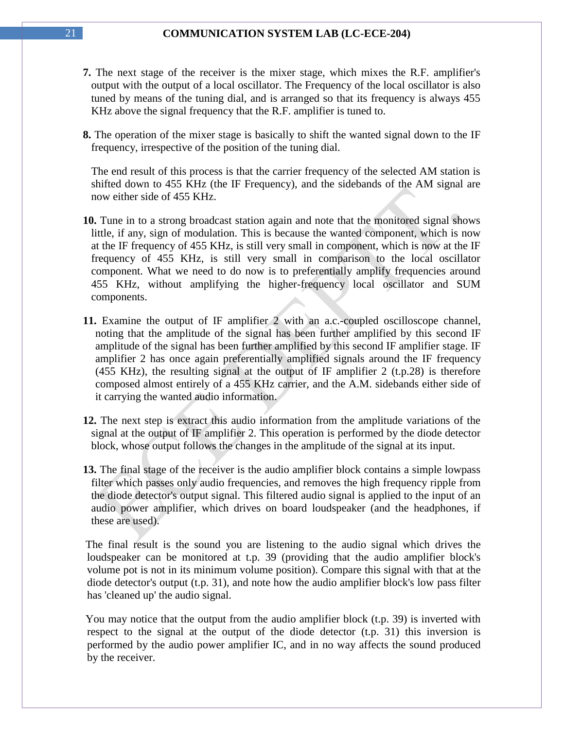**7.** The next stage of the receiver is the mixer stage, which mixes the R.F. amplifier's output with the output of a local oscillator. The Frequency of the local oscillator is also tuned by means of the tuning dial, and is arranged so that its frequency is always 455 KHz above the signal frequency that the R.F. amplifier is tuned to.

**8.** The operation of the mixer stage is basically to shift the wanted signal down to the IF frequency, irrespective of the position of the tuning dial.

The end result of this process is that the carrier frequency of the selected AM station is shifted down to 455 KHz (the IF Frequency), and the sidebands of the AM signal are now either side of 455 KHz.

**10.** Tune in to a strong broadcast station again and note that the monitored signal shows little, if any, sign of modulation. This is because the wanted component, which is now at the IF frequency of 455 KHz, is still very small in component, which is now at the IF frequency of 455 KHz, is still very small in comparison to the local oscillator component. What we need to do now is to preferentially amplify frequencies around 455 KHz, without amplifying the higher-frequency local oscillator and SUM components.

**11.** Examine the output of IF amplifier 2 with an a.c.-coupled oscilloscope channel, noting that the amplitude of the signal has been further amplified by this second IF amplitude of the signal has been further amplified by this second IF amplifier stage. IF amplifier 2 has once again preferentially amplified signals around the IF frequency (455 KHz), the resulting signal at the output of IF amplifier 2 (t.p.28) is therefore composed almost entirely of a 455 KHz carrier, and the A.M. sidebands either side of it carrying the wanted audio information.

**12.** The next step is extract this audio information from the amplitude variations of the signal at the output of IF amplifier 2. This operation is performed by the diode detector block, whose output follows the changes in the amplitude of the signal at its input.

**13.** The final stage of the receiver is the audio amplifier block contains a simple lowpass filter which passes only audio frequencies, and removes the high frequency ripple from the diode detector's output signal. This filtered audio signal is applied to the input of an audio power amplifier, which drives on board loudspeaker (and the headphones, if these are used).

The final result is the sound you are listening to the audio signal which drives the loudspeaker can be monitored at t.p. 39 (providing that the audio amplifier block's volume pot is not in its minimum volume position). Compare this signal with that at the diode detector's output (t.p. 31), and note how the audio amplifier block's low pass filter has 'cleaned up' the audio signal.

You may notice that the output from the audio amplifier block (t.p. 39) is inverted with respect to the signal at the output of the diode detector (t.p. 31) this inversion is performed by the audio power amplifier IC, and in no way affects the sound produced by the receiver.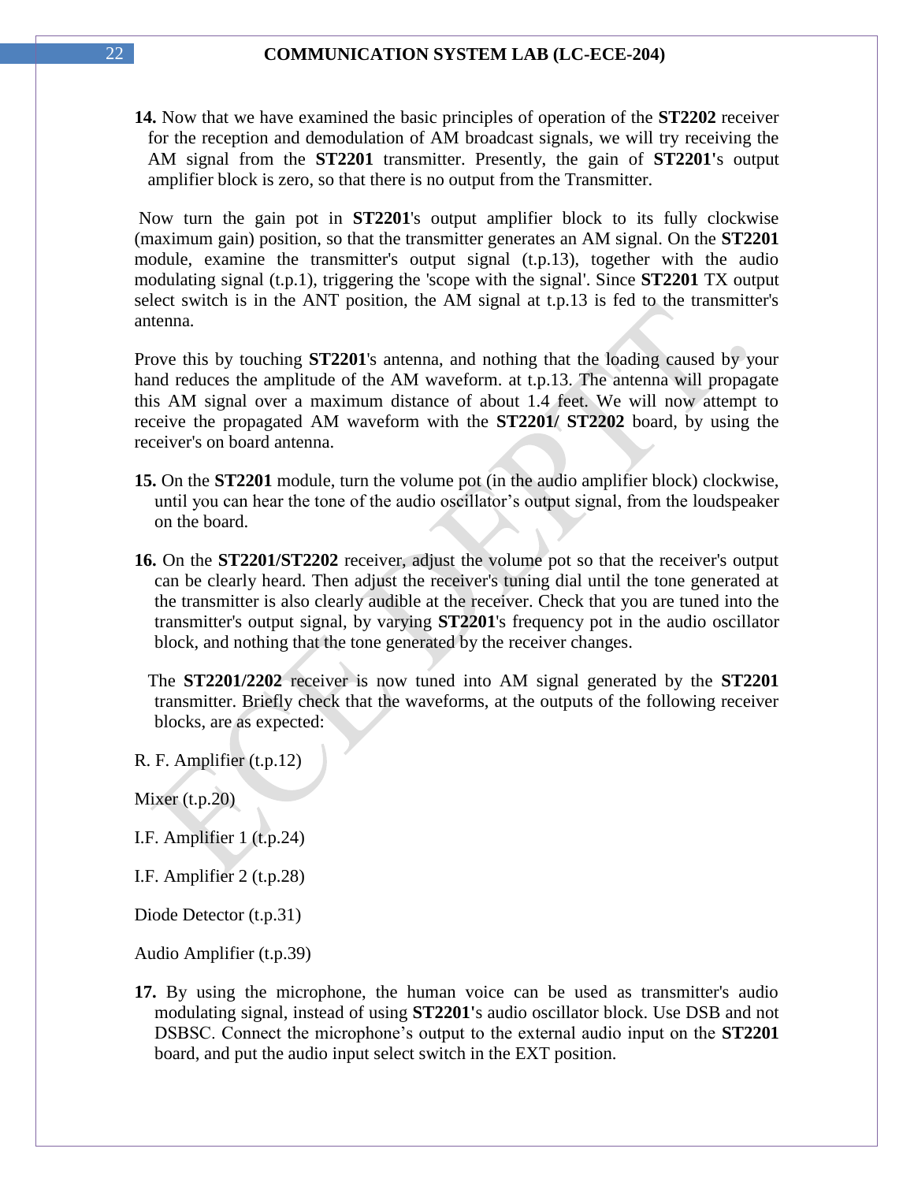**14.** Now that we have examined the basic principles of operation of the **ST2202** receiver for the reception and demodulation of AM broadcast signals, we will try receiving the AM signal from the **ST2201** transmitter. Presently, the gain of **ST2201'**s output amplifier block is zero, so that there is no output from the Transmitter.

Now turn the gain pot in **ST2201**'s output amplifier block to its fully clockwise (maximum gain) position, so that the transmitter generates an AM signal. On the **ST2201** module, examine the transmitter's output signal (t.p.13), together with the audio modulating signal (t.p.1), triggering the 'scope with the signal'. Since **ST2201** TX output select switch is in the ANT position, the AM signal at t.p.13 is fed to the transmitter's antenna.

Prove this by touching **ST2201**'s antenna, and nothing that the loading caused by your hand reduces the amplitude of the AM waveform. at t.p.13. The antenna will propagate this AM signal over a maximum distance of about 1.4 feet. We will now attempt to receive the propagated AM waveform with the **ST2201/ ST2202** board, by using the receiver's on board antenna.

**15.** On the **ST2201** module, turn the volume pot (in the audio amplifier block) clockwise, until you can hear the tone of the audio oscillator's output signal, from the loudspeaker on the board.

**16.** On the **ST2201/ST2202** receiver, adjust the volume pot so that the receiver's output can be clearly heard. Then adjust the receiver's tuning dial until the tone generated at the transmitter is also clearly audible at the receiver. Check that you are tuned into the transmitter's output signal, by varying **ST2201**'s frequency pot in the audio oscillator block, and nothing that the tone generated by the receiver changes.

The **ST2201/2202** receiver is now tuned into AM signal generated by the **ST2201** transmitter. Briefly check that the waveforms, at the outputs of the following receiver blocks, are as expected:

R. F. Amplifier (t.p.12)

Mixer (t.p.20)

I.F. Amplifier 1 (t.p.24)

I.F. Amplifier 2 (t.p.28)

Diode Detector (t.p.31)

Audio Amplifier (t.p.39)

**17.** By using the microphone, the human voice can be used as transmitter's audio modulating signal, instead of using **ST2201'**s audio oscillator block. Use DSB and not DSBSC. Connect the microphone's output to the external audio input on the **ST2201** board, and put the audio input select switch in the EXT position.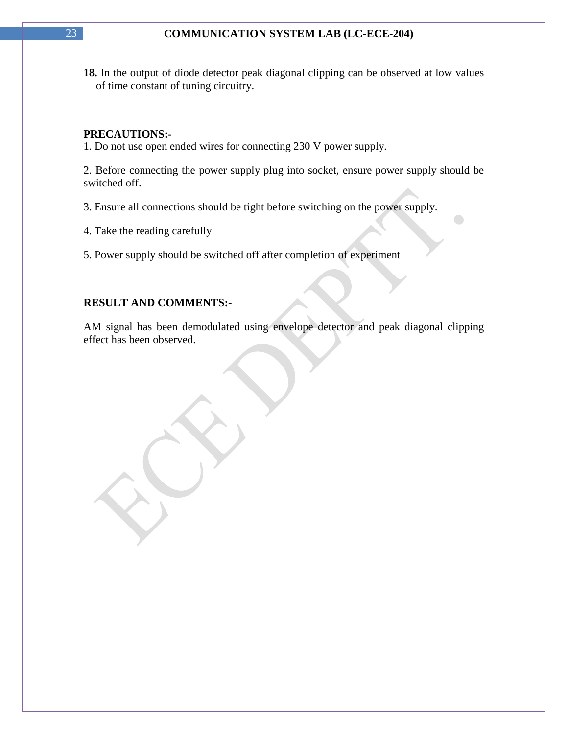**18.** In the output of diode detector peak diagonal clipping can be observed at low values of time constant of tuning circuitry.

**PRECAUTIONS:-**

1. Do not use open ended wires for connecting 230 V power supply.

2. Before connecting the power supply plug into socket, ensure power supply should be switched off.

3. Ensure all connections should be tight before switching on the power supply.

4. Take the reading carefully

5. Power supply should be switched off after completion of experiment

**RESULT AND COMMENTS:-**

AM signal has been demodulated using envelope detector and peak diagonal clipping effect has been observed.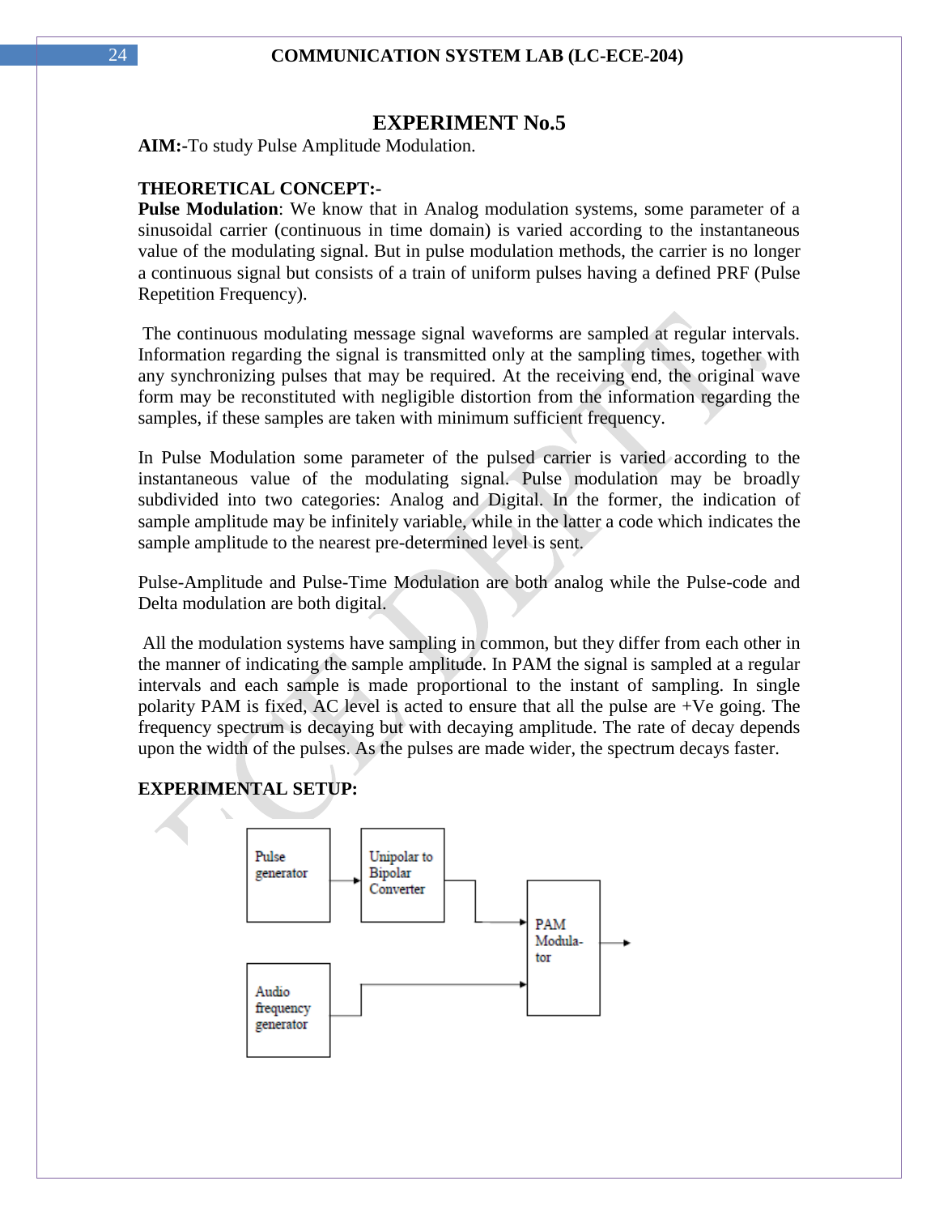# EXPERIMENT No.5

**AIM:-**To study Pulse Amplitude Modulation.

**THEORETICAL CONCEPT:-**

**Pulse Modulation**: We know that in Analog modulation systems, some parameter of a sinusoidal carrier (continuous in time domain) is varied according to the instantaneous value of the modulating signal. But in pulse modulation methods, the carrier is no longer a continuous signal but consists of a train of uniform pulses having a defined PRF (Pulse Repetition Frequency).

The continuous modulating message signal waveforms are sampled at regular intervals. Information regarding the signal is transmitted only at the sampling times, together with any synchronizing pulses that may be required. At the receiving end, the original wave form may be reconstituted with negligible distortion from the information regarding the samples, if these samples are taken with minimum sufficient frequency.

In Pulse Modulation some parameter of the pulsed carrier is varied according to the instantaneous value of the modulating signal. Pulse modulation may be broadly subdivided into two categories: Analog and Digital. In the former, the indication of sample amplitude may be infinitely variable, while in the latter a code which indicates the sample amplitude to the nearest pre-determined level is sent.

Pulse-Amplitude and Pulse-Time Modulation are both analog while the Pulse-code and Delta modulation are both digital.

All the modulation systems have sampling in common, but they differ from each other in the manner of indicating the sample amplitude. In PAM the signal is sampled at a regular intervals and each sample is made proportional to the instant of sampling. In single polarity PAM is fixed, AC level is acted to ensure that all the pulse are +Ve going. The frequency spectrum is decaying but with decaying amplitude. The rate of decay depends upon the width of the pulses. As the pulses are made wider, the spectrum decays faster.

**EXPERIMENTAL SETUP:**

Pulse generator → Unipolar to Bipolar Converter → PAM Modulator →

Audio frequency generator → PAM Modulator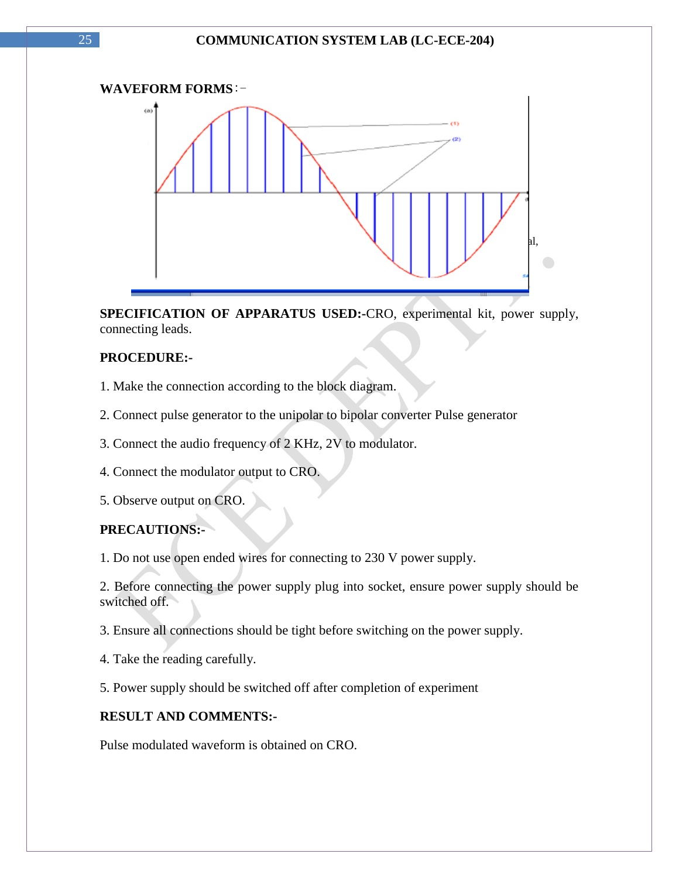**WAVEFORM FORMS**:–

**SPECIFICATION OF APPARATUS USED:-**CRO, experimental kit, power supply, connecting leads.

**PROCEDURE:-**

1. Make the connection according to the block diagram.

2. Connect pulse generator to the unipolar to bipolar converter Pulse generator

3. Connect the audio frequency of 2 KHz, 2V to modulator.

4. Connect the modulator output to CRO.

5. Observe output on CRO.

**PRECAUTIONS:-**

1. Do not use open ended wires for connecting to 230 V power supply.

2. Before connecting the power supply plug into socket, ensure power supply should be switched off.

3. Ensure all connections should be tight before switching on the power supply.

4. Take the reading carefully.

5. Power supply should be switched off after completion of experiment

**RESULT AND COMMENTS:-**

Pulse modulated waveform is obtained on CRO.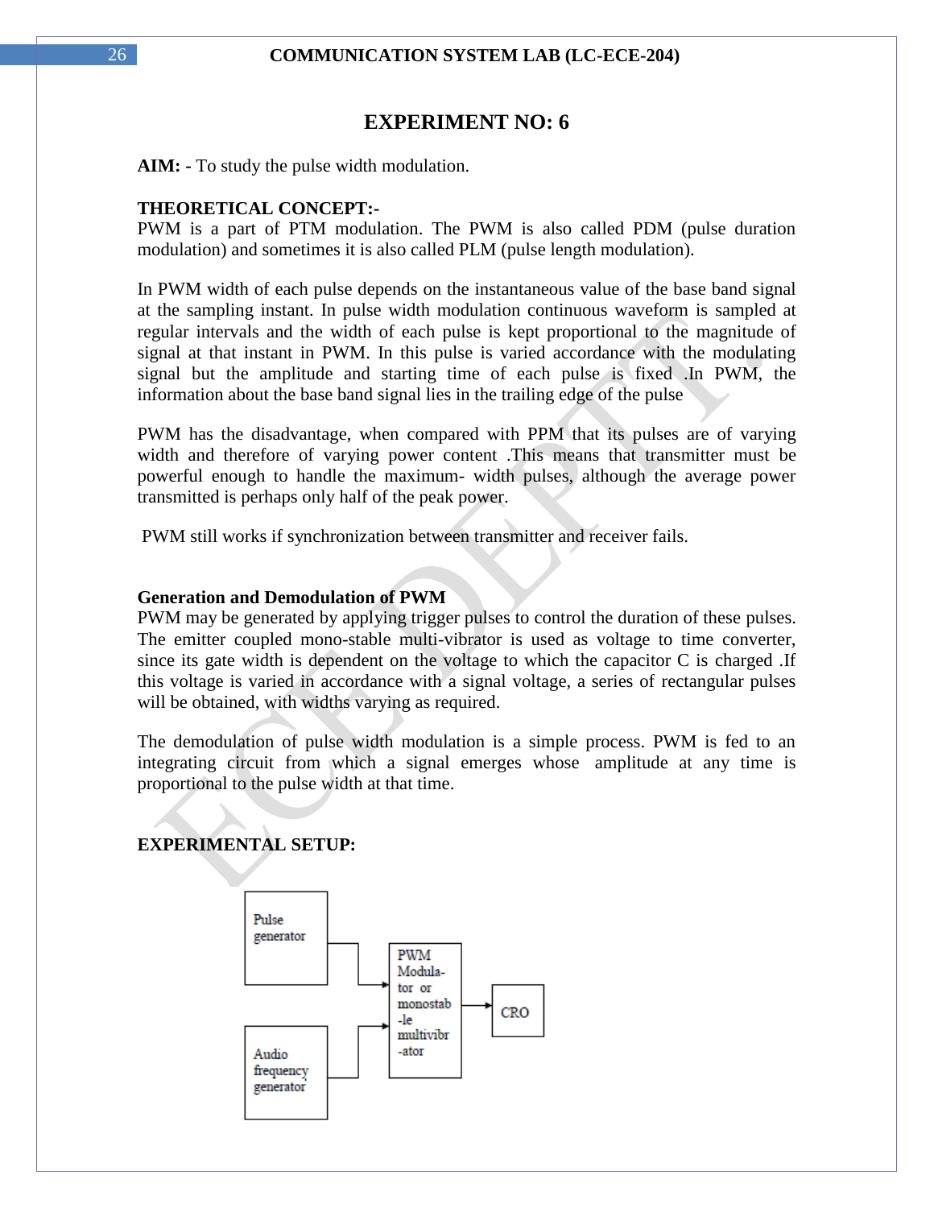# EXPERIMENT NO: 6

**AIM: -** To study the pulse width modulation.

**THEORETICAL CONCEPT:-**

PWM is a part of PTM modulation. The PWM is also called PDM (pulse duration modulation) and sometimes it is also called PLM (pulse length modulation).

In PWM width of each pulse depends on the instantaneous value of the base band signal at the sampling instant. In pulse width modulation continuous waveform is sampled at regular intervals and the width of each pulse is kept proportional to the magnitude of signal at that instant in PWM. In this pulse is varied accordance with the modulating signal but the amplitude and starting time of each pulse is fixed .In PWM, the information about the base band signal lies in the trailing edge of the pulse

PWM has the disadvantage, when compared with PPM that its pulses are of varying width and therefore of varying power content .This means that transmitter must be powerful enough to handle the maximum- width pulses, although the average power transmitted is perhaps only half of the peak power.

PWM still works if synchronization between transmitter and receiver fails.

**Generation and Demodulation of PWM**

PWM may be generated by applying trigger pulses to control the duration of these pulses. The emitter coupled mono-stable multi-vibrator is used as voltage to time converter, since its gate width is dependent on the voltage to which the capacitor C is charged .If this voltage is varied in accordance with a signal voltage, a series of rectangular pulses will be obtained, with widths varying as required.

The demodulation of pulse width modulation is a simple process. PWM is fed to an integrating circuit from which a signal emerges whose amplitude at any time is proportional to the pulse width at that time.

**EXPERIMENTAL SETUP:**

Pulse generator → PWM Modulator or monostable multivibrator → CRO

Audio frequency generator → PWM Modulator or monostable multivibrator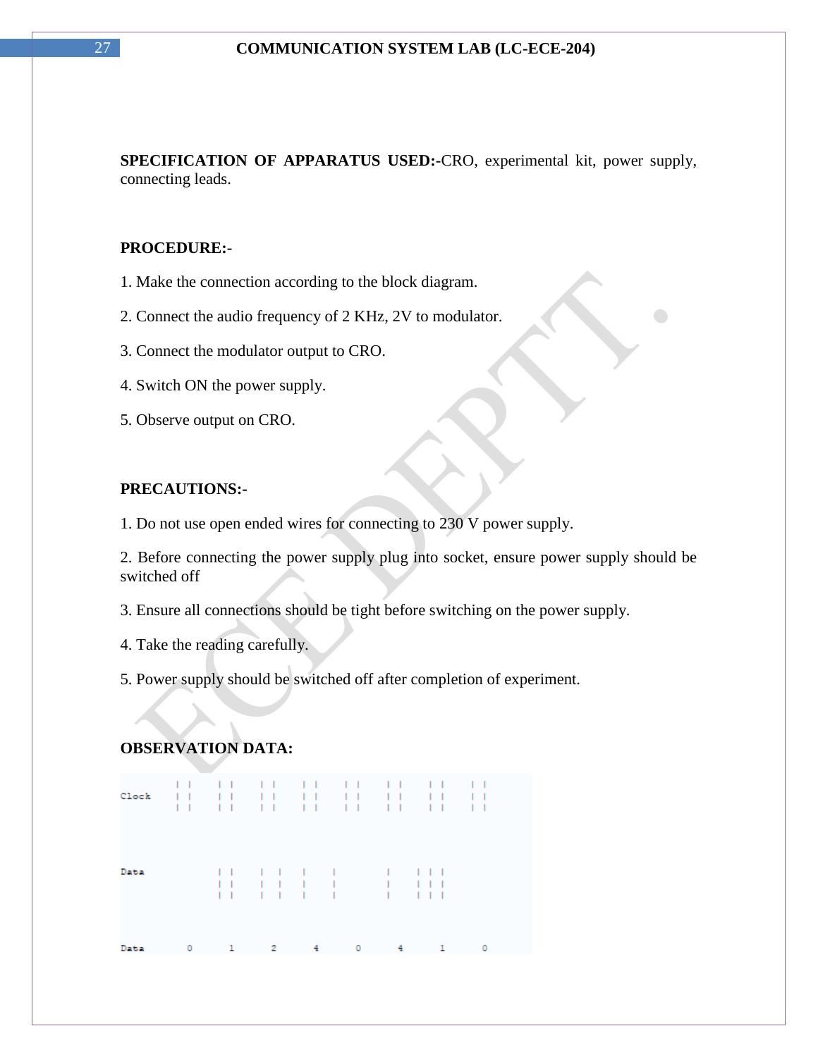**SPECIFICATION OF APPARATUS USED:-**CRO, experimental kit, power supply, connecting leads.

**PROCEDURE:-**

1. Make the connection according to the block diagram.

2. Connect the audio frequency of 2 KHz, 2V to modulator.

3. Connect the modulator output to CRO.

4. Switch ON the power supply.

5. Observe output on CRO.

**PRECAUTIONS:-**

1. Do not use open ended wires for connecting to 230 V power supply.

2. Before connecting the power supply plug into socket, ensure power supply should be switched off

3. Ensure all connections should be tight before switching on the power supply.

4. Take the reading carefully.

5. Power supply should be switched off after completion of experiment.

**OBSERVATION DATA:**

```
Clock   | |   | |   | |   | |   | |   | |   | |   | |
        | |   | |   | |   | |   | |   | |   | |   | |
        | |   | |   | |   | |   | |   | |   | |   | |


Data          | |   |  |  |   |       |   | | |
              | |   |  |  |   |       |   | | |
              | |   |  |  |   |       |   | | |


Data     0     1     2     4     0     4     1     0
```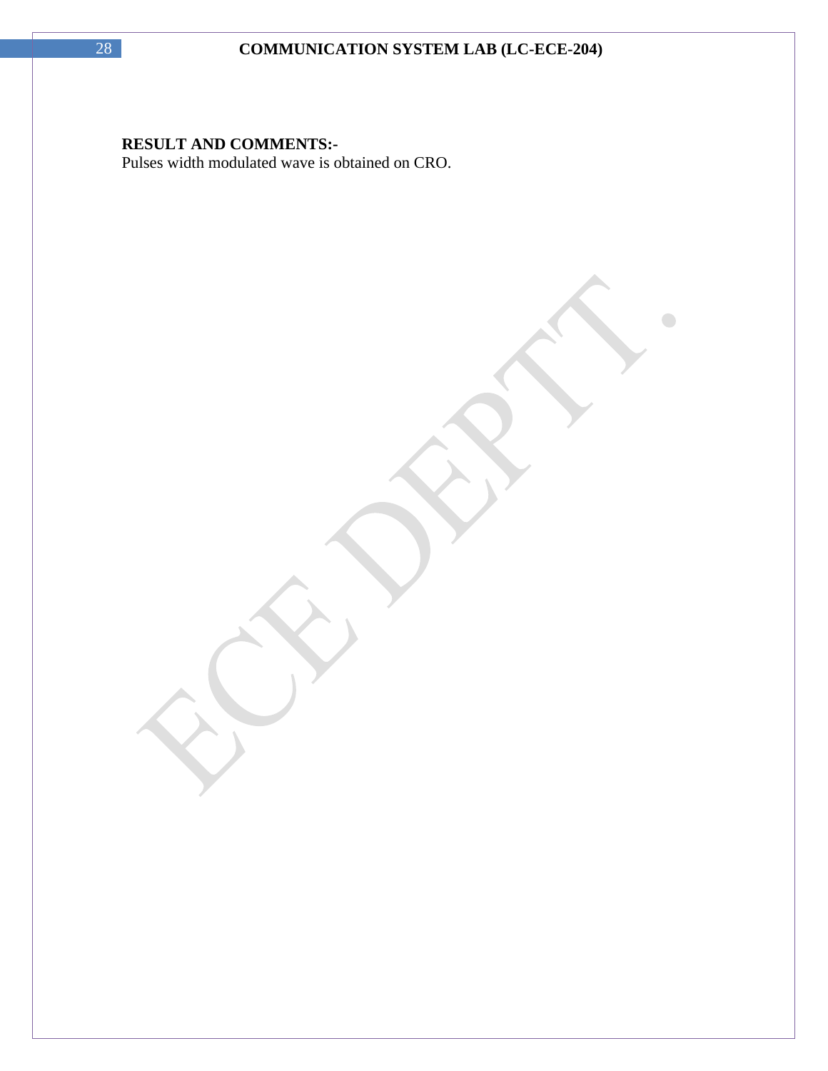**RESULT AND COMMENTS:-**
Pulses width modulated wave is obtained on CRO.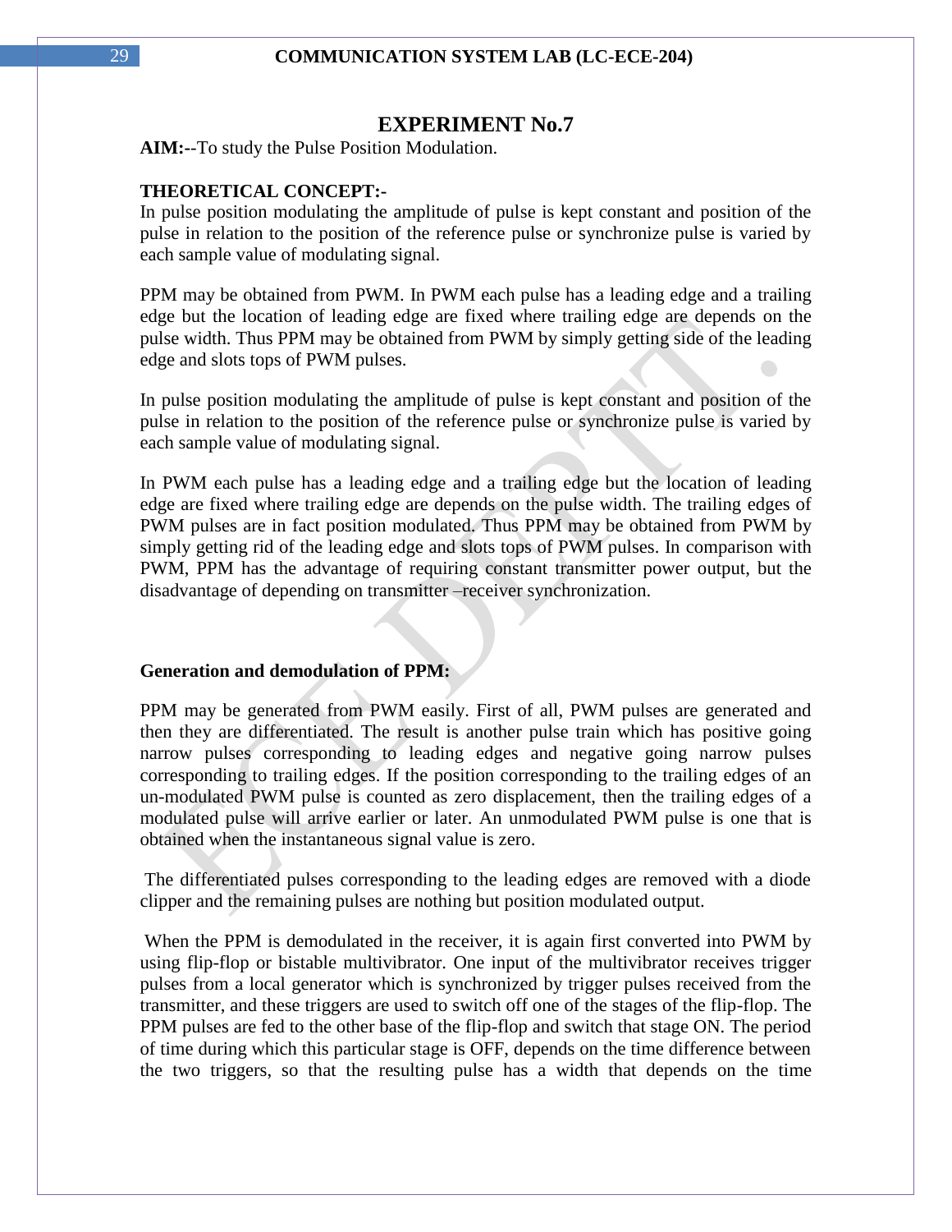# EXPERIMENT No.7

**AIM:**--To study the Pulse Position Modulation.

**THEORETICAL CONCEPT:-**

In pulse position modulating the amplitude of pulse is kept constant and position of the pulse in relation to the position of the reference pulse or synchronize pulse is varied by each sample value of modulating signal.

PPM may be obtained from PWM. In PWM each pulse has a leading edge and a trailing edge but the location of leading edge are fixed where trailing edge are depends on the pulse width. Thus PPM may be obtained from PWM by simply getting side of the leading edge and slots tops of PWM pulses.

In pulse position modulating the amplitude of pulse is kept constant and position of the pulse in relation to the position of the reference pulse or synchronize pulse is varied by each sample value of modulating signal.

In PWM each pulse has a leading edge and a trailing edge but the location of leading edge are fixed where trailing edge are depends on the pulse width. The trailing edges of PWM pulses are in fact position modulated. Thus PPM may be obtained from PWM by simply getting rid of the leading edge and slots tops of PWM pulses. In comparison with PWM, PPM has the advantage of requiring constant transmitter power output, but the disadvantage of depending on transmitter –receiver synchronization.

**Generation and demodulation of PPM:**

PPM may be generated from PWM easily. First of all, PWM pulses are generated and then they are differentiated. The result is another pulse train which has positive going narrow pulses corresponding to leading edges and negative going narrow pulses corresponding to trailing edges. If the position corresponding to the trailing edges of an un-modulated PWM pulse is counted as zero displacement, then the trailing edges of a modulated pulse will arrive earlier or later. An unmodulated PWM pulse is one that is obtained when the instantaneous signal value is zero.

The differentiated pulses corresponding to the leading edges are removed with a diode clipper and the remaining pulses are nothing but position modulated output.

When the PPM is demodulated in the receiver, it is again first converted into PWM by using flip-flop or bistable multivibrator. One input of the multivibrator receives trigger pulses from a local generator which is synchronized by trigger pulses received from the transmitter, and these triggers are used to switch off one of the stages of the flip-flop. The PPM pulses are fed to the other base of the flip-flop and switch that stage ON. The period of time during which this particular stage is OFF, depends on the time difference between the two triggers, so that the resulting pulse has a width that depends on the time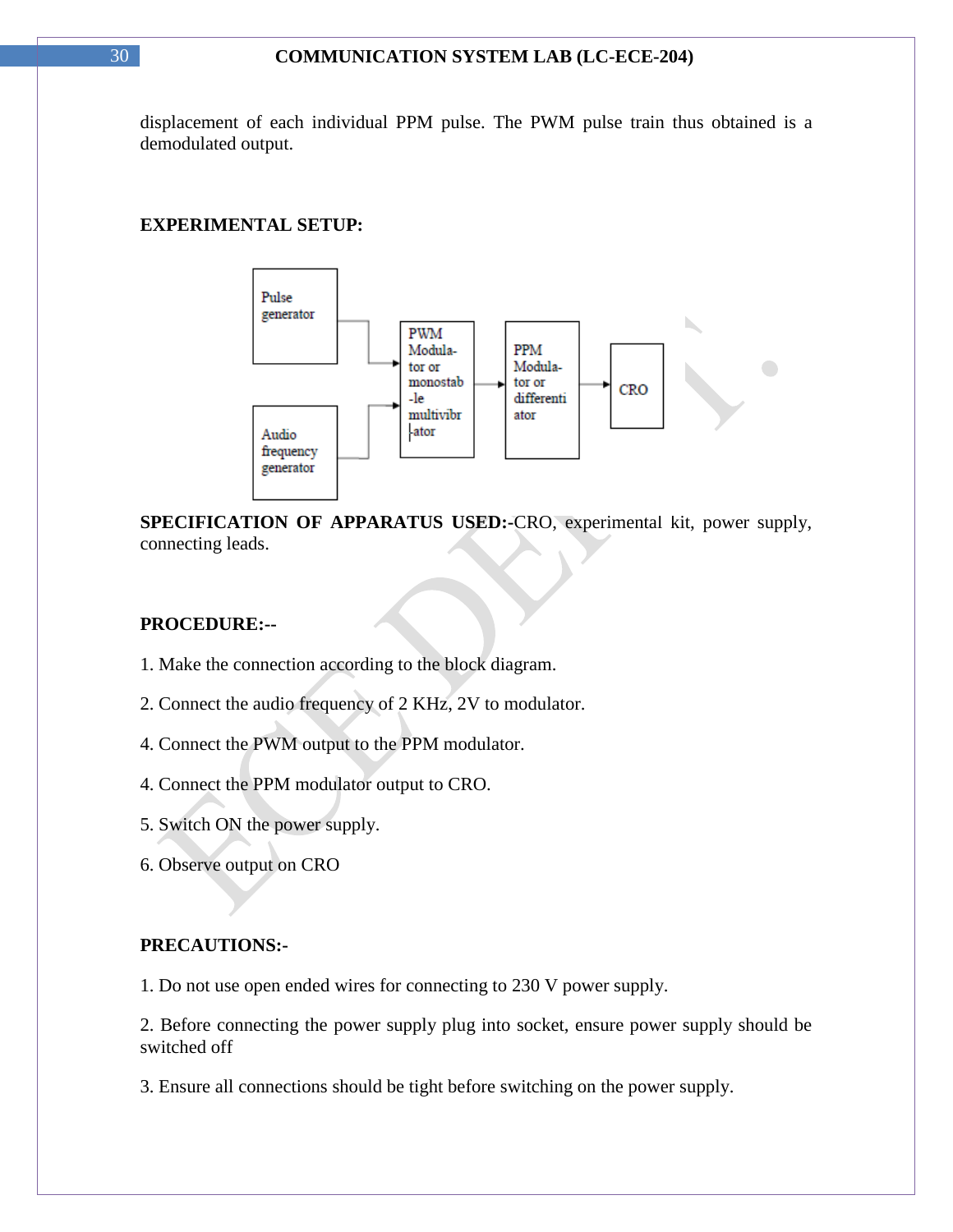displacement of each individual PPM pulse. The PWM pulse train thus obtained is a demodulated output.

**EXPERIMENTAL SETUP:**

Pulse generator

Audio frequency generator

PWM Modulator or monostable multivibrator

PPM Modulator or differentiator

CRO

**SPECIFICATION OF APPARATUS USED:-**CRO, experimental kit, power supply, connecting leads.

**PROCEDURE:--**

1. Make the connection according to the block diagram.

2. Connect the audio frequency of 2 KHz, 2V to modulator.

4. Connect the PWM output to the PPM modulator.

4. Connect the PPM modulator output to CRO.

5. Switch ON the power supply.

6. Observe output on CRO

**PRECAUTIONS:-**

1. Do not use open ended wires for connecting to 230 V power supply.

2. Before connecting the power supply plug into socket, ensure power supply should be switched off

3. Ensure all connections should be tight before switching on the power supply.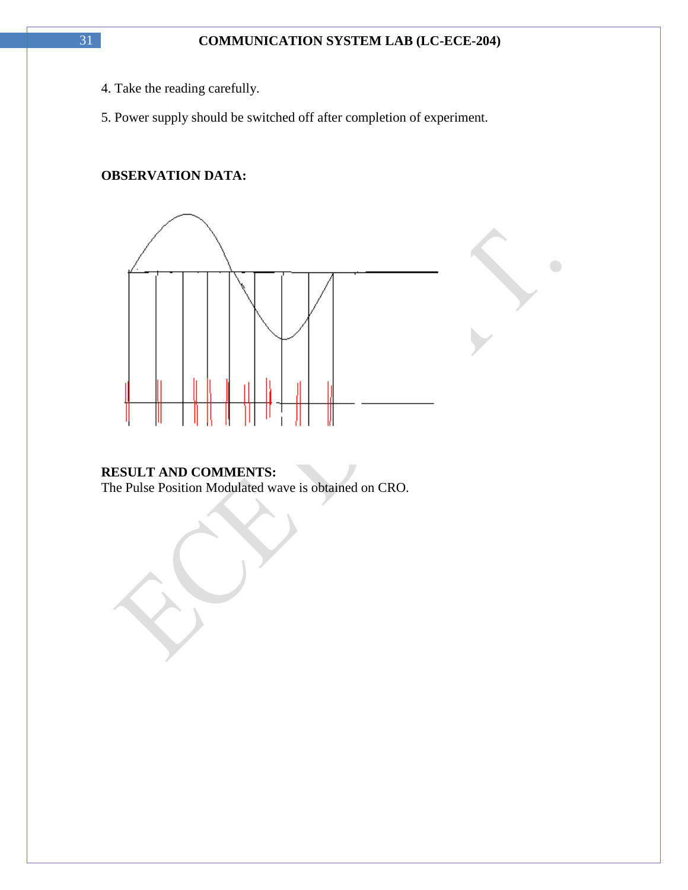4. Take the reading carefully.

5. Power supply should be switched off after completion of experiment.

**OBSERVATION DATA:**

**RESULT AND COMMENTS:**
The Pulse Position Modulated wave is obtained on CRO.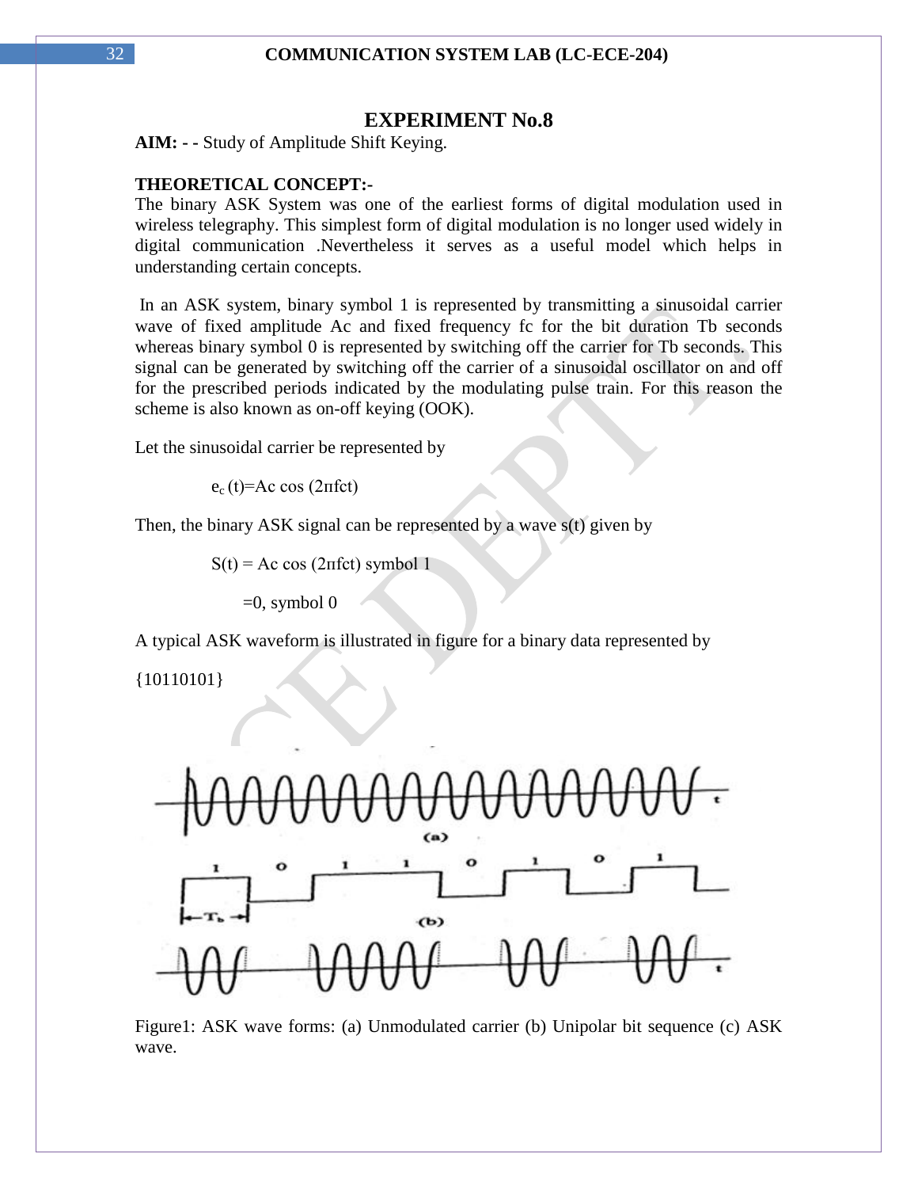# EXPERIMENT No.8

**AIM: - -** Study of Amplitude Shift Keying.

**THEORETICAL CONCEPT:-**

The binary ASK System was one of the earliest forms of digital modulation used in wireless telegraphy. This simplest form of digital modulation is no longer used widely in digital communication .Nevertheless it serves as a useful model which helps in understanding certain concepts.

In an ASK system, binary symbol 1 is represented by transmitting a sinusoidal carrier wave of fixed amplitude Ac and fixed frequency fc for the bit duration Tb seconds whereas binary symbol 0 is represented by switching off the carrier for Tb seconds. This signal can be generated by switching off the carrier of a sinusoidal oscillator on and off for the prescribed periods indicated by the modulating pulse train. For this reason the scheme is also known as on-off keying (OOK).

Let the sinusoidal carrier be represented by

$$e_c(t) = A_c \cos(2\pi f_c t)$$

Then, the binary ASK signal can be represented by a wave s(t) given by

$$S(t) = A_c \cos(2\pi f_c t) \text{ symbol } 1$$

$$= 0, \text{ symbol } 0$$

A typical ASK waveform is illustrated in figure for a binary data represented by

{10110101}

Figure1: ASK wave forms: (a) Unmodulated carrier (b) Unipolar bit sequence (c) ASK wave.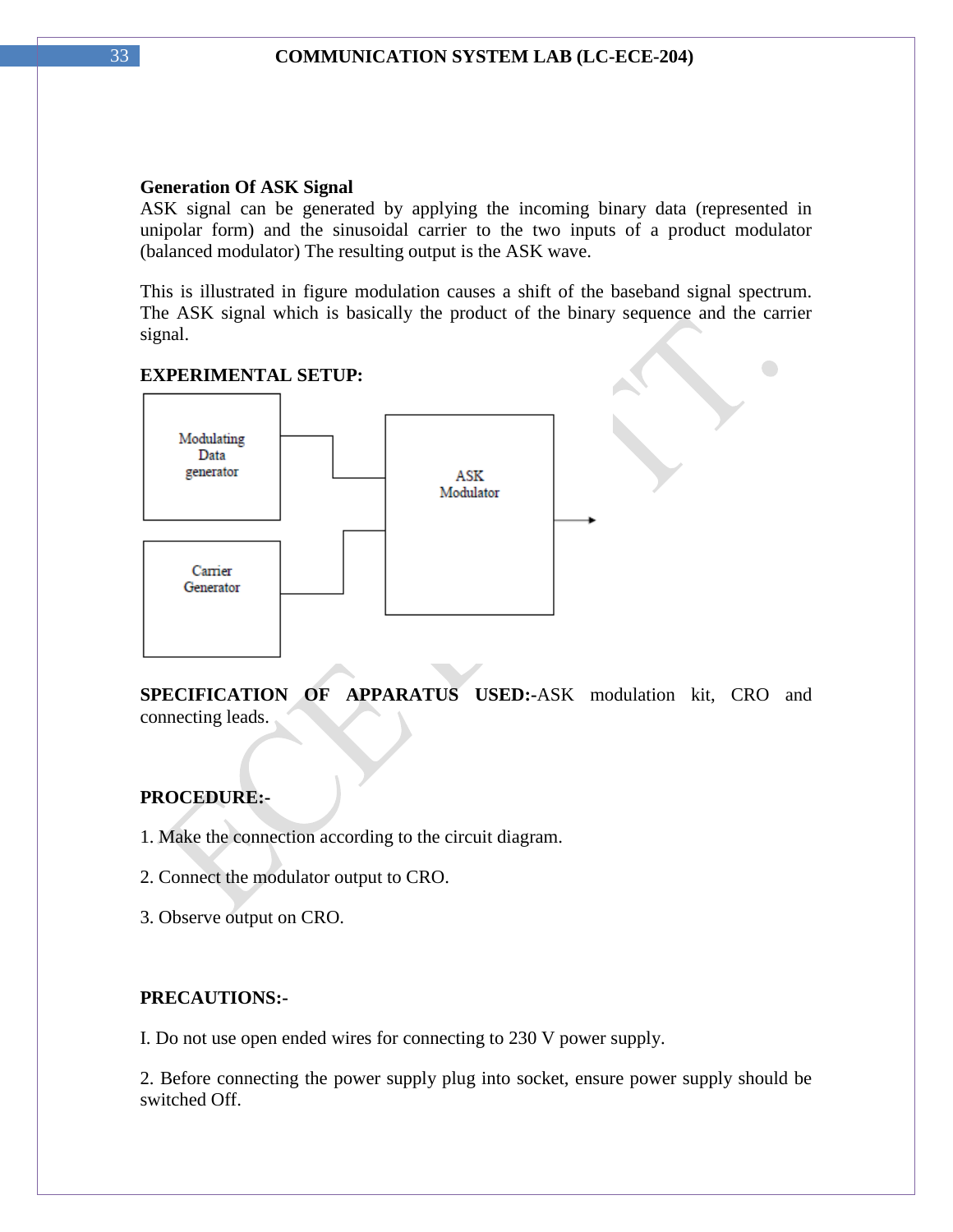**Generation Of ASK Signal**

ASK signal can be generated by applying the incoming binary data (represented in unipolar form) and the sinusoidal carrier to the two inputs of a product modulator (balanced modulator) The resulting output is the ASK wave.

This is illustrated in figure modulation causes a shift of the baseband signal spectrum. The ASK signal which is basically the product of the binary sequence and the carrier signal.

**EXPERIMENTAL SETUP:**

Modulating Data generator

Carrier Generator

ASK Modulator

**SPECIFICATION OF APPARATUS USED:-**ASK modulation kit, CRO and connecting leads.

**PROCEDURE:-**

1. Make the connection according to the circuit diagram.

2. Connect the modulator output to CRO.

3. Observe output on CRO.

**PRECAUTIONS:-**

I. Do not use open ended wires for connecting to 230 V power supply.

2. Before connecting the power supply plug into socket, ensure power supply should be switched Off.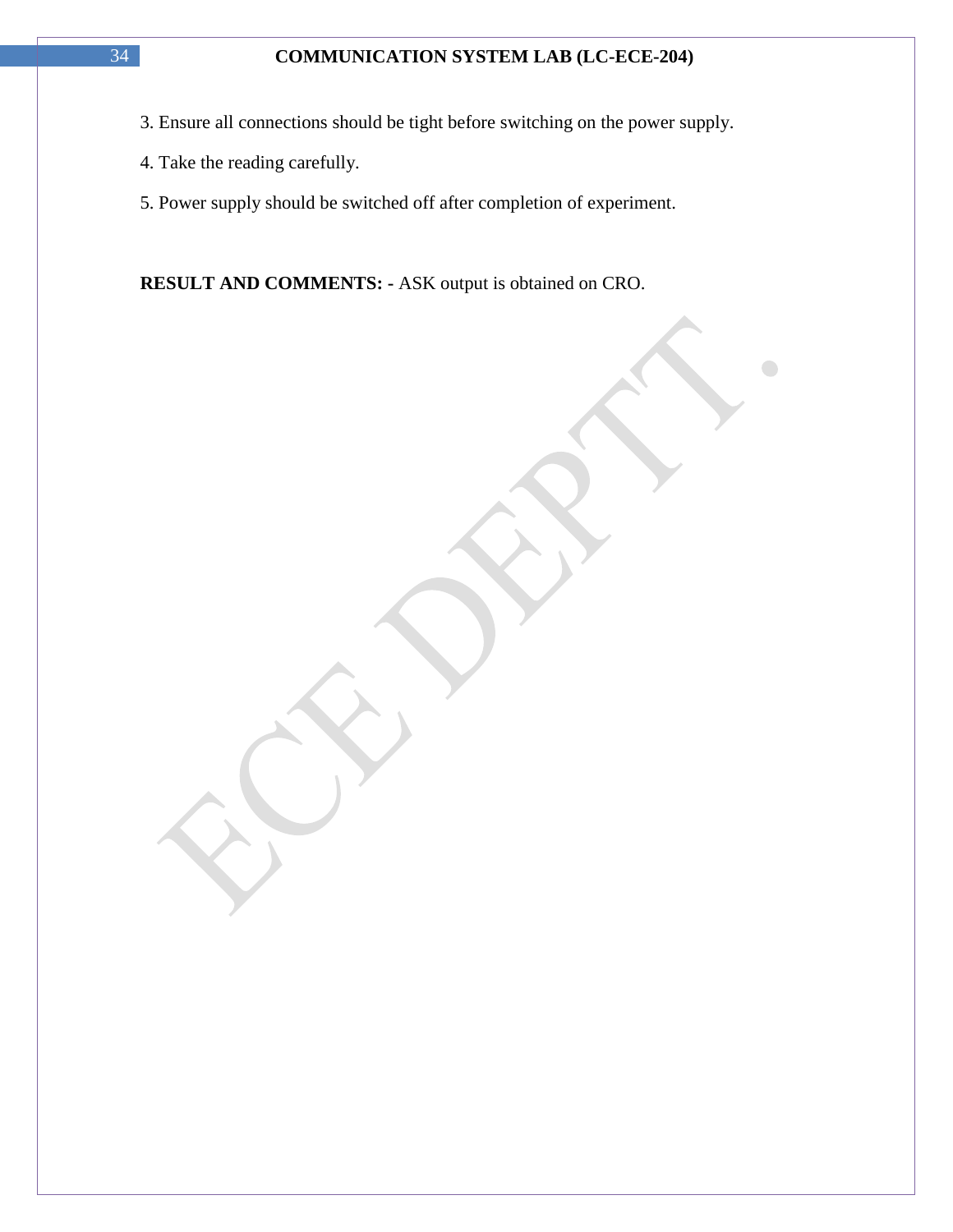3. Ensure all connections should be tight before switching on the power supply.

4. Take the reading carefully.

5. Power supply should be switched off after completion of experiment.

**RESULT AND COMMENTS: -** ASK output is obtained on CRO.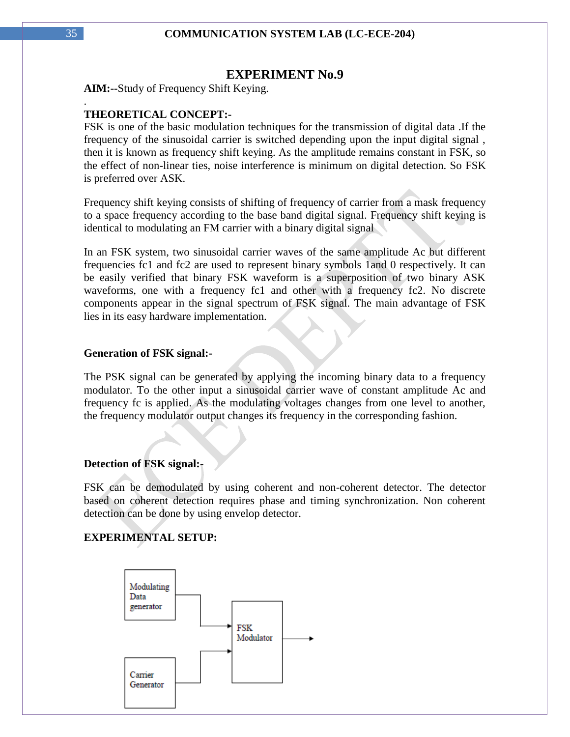# EXPERIMENT No.9

**AIM:--**Study of Frequency Shift Keying.

.

**THEORETICAL CONCEPT:-**

FSK is one of the basic modulation techniques for the transmission of digital data .If the frequency of the sinusoidal carrier is switched depending upon the input digital signal , then it is known as frequency shift keying. As the amplitude remains constant in FSK, so the effect of non-linear ties, noise interference is minimum on digital detection. So FSK is preferred over ASK.

Frequency shift keying consists of shifting of frequency of carrier from a mask frequency to a space frequency according to the base band digital signal. Frequency shift keying is identical to modulating an FM carrier with a binary digital signal

In an FSK system, two sinusoidal carrier waves of the same amplitude Ac but different frequencies fc1 and fc2 are used to represent binary symbols 1and 0 respectively. It can be easily verified that binary FSK waveform is a superposition of two binary ASK waveforms, one with a frequency fc1 and other with a frequency fc2. No discrete components appear in the signal spectrum of FSK signal. The main advantage of FSK lies in its easy hardware implementation.

**Generation of FSK signal:-**

The PSK signal can be generated by applying the incoming binary data to a frequency modulator. To the other input a sinusoidal carrier wave of constant amplitude Ac and frequency fc is applied. As the modulating voltages changes from one level to another, the frequency modulator output changes its frequency in the corresponding fashion.

**Detection of FSK signal:-**

FSK can be demodulated by using coherent and non-coherent detector. The detector based on coherent detection requires phase and timing synchronization. Non coherent detection can be done by using envelop detector.

**EXPERIMENTAL SETUP:**

Modulating Data generator → FSK Modulator →

Carrier Generator → FSK Modulator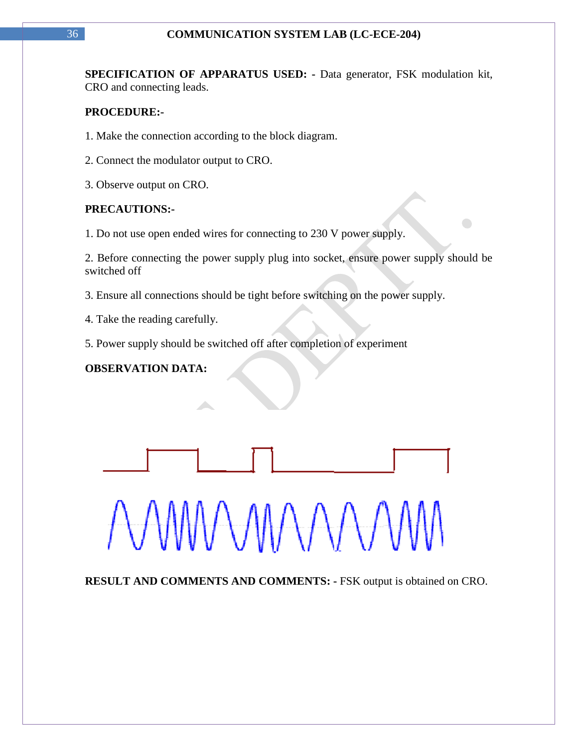**SPECIFICATION OF APPARATUS USED: -** Data generator, FSK modulation kit, CRO and connecting leads.

**PROCEDURE:-**

1. Make the connection according to the block diagram.

2. Connect the modulator output to CRO.

3. Observe output on CRO.

**PRECAUTIONS:-**

1. Do not use open ended wires for connecting to 230 V power supply.

2. Before connecting the power supply plug into socket, ensure power supply should be switched off

3. Ensure all connections should be tight before switching on the power supply.

4. Take the reading carefully.

5. Power supply should be switched off after completion of experiment

**OBSERVATION DATA:**

**RESULT AND COMMENTS AND COMMENTS: -** FSK output is obtained on CRO.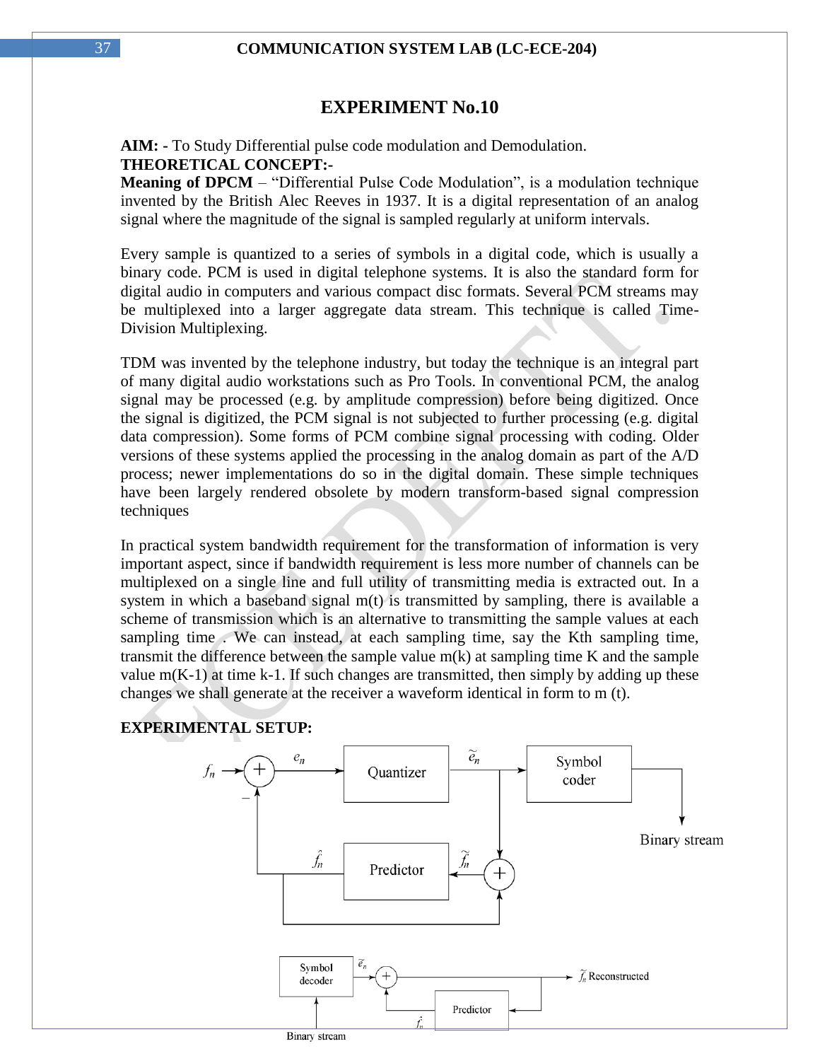# EXPERIMENT No.10

**AIM: -** To Study Differential pulse code modulation and Demodulation.

**THEORETICAL CONCEPT:-**

**Meaning of DPCM** – "Differential Pulse Code Modulation", is a modulation technique invented by the British Alec Reeves in 1937. It is a digital representation of an analog signal where the magnitude of the signal is sampled regularly at uniform intervals.

Every sample is quantized to a series of symbols in a digital code, which is usually a binary code. PCM is used in digital telephone systems. It is also the standard form for digital audio in computers and various compact disc formats. Several PCM streams may be multiplexed into a larger aggregate data stream. This technique is called Time-Division Multiplexing.

TDM was invented by the telephone industry, but today the technique is an integral part of many digital audio workstations such as Pro Tools. In conventional PCM, the analog signal may be processed (e.g. by amplitude compression) before being digitized. Once the signal is digitized, the PCM signal is not subjected to further processing (e.g. digital data compression). Some forms of PCM combine signal processing with coding. Older versions of these systems applied the processing in the analog domain as part of the A/D process; newer implementations do so in the digital domain. These simple techniques have been largely rendered obsolete by modern transform-based signal compression techniques

In practical system bandwidth requirement for the transformation of information is very important aspect, since if bandwidth requirement is less more number of channels can be multiplexed on a single line and full utility of transmitting media is extracted out. In a system in which a baseband signal m(t) is transmitted by sampling, there is available a scheme of transmission which is an alternative to transmitting the sample values at each sampling time . We can instead, at each sampling time, say the Kth sampling time, transmit the difference between the sample value m(k) at sampling time K and the sample value m(K-1) at time k-1. If such changes are transmitted, then simply by adding up these changes we shall generate at the receiver a waveform identical in form to m (t).

**EXPERIMENTAL SETUP:**

$f_n$ → (+) → $e_n$ → Quantizer → $\tilde{e}_n$ → Symbol coder → Binary stream

Predictor output $\hat{f}_n$ (fed back with − sign); $\tilde{f}_n$ → Predictor

Binary stream → Symbol decoder → $\tilde{e}_n$ → (+) → $\tilde{f}_n$ Reconstructed; Predictor → $\hat{f}_n$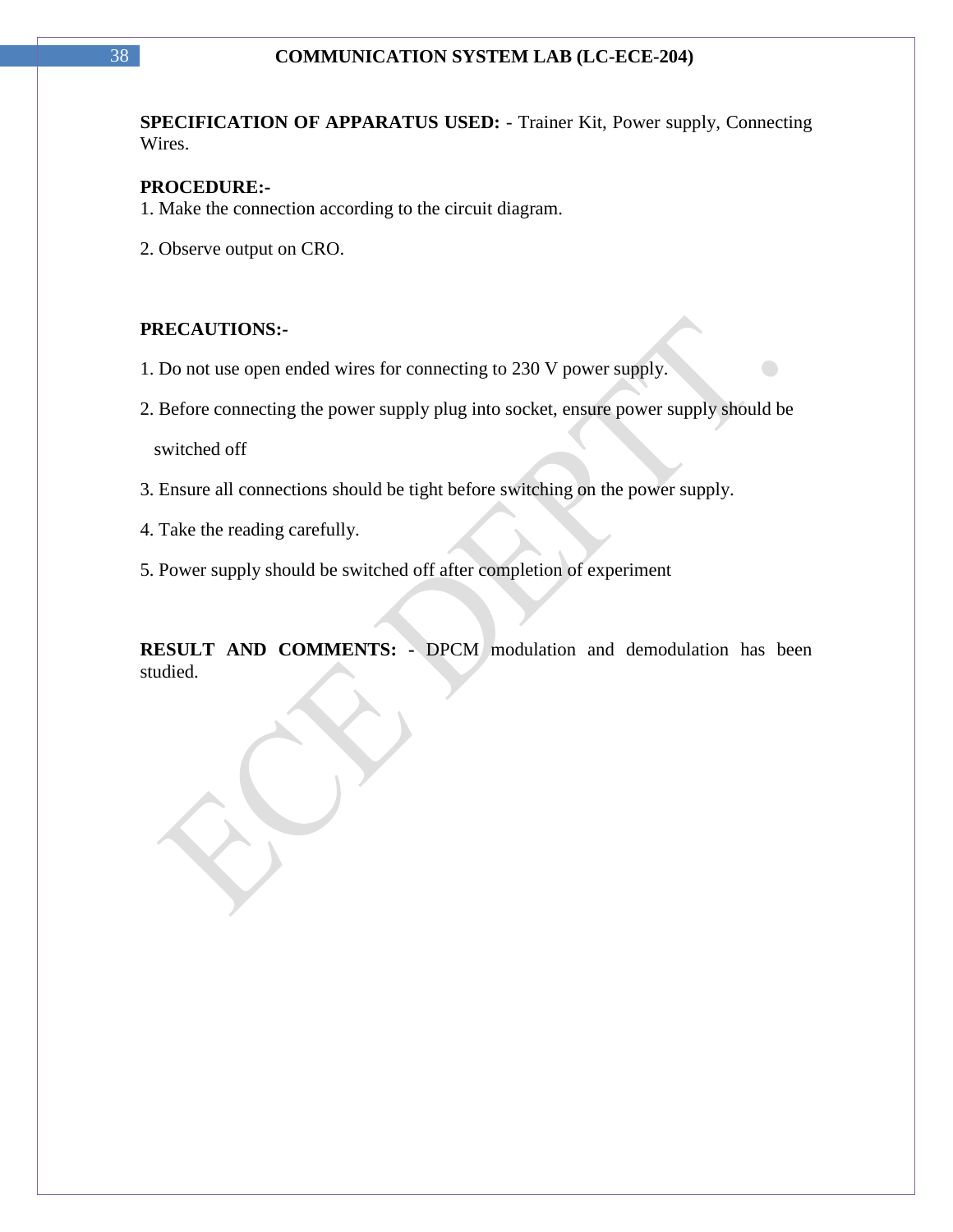**SPECIFICATION OF APPARATUS USED:** - Trainer Kit, Power supply, Connecting Wires.

**PROCEDURE:-**

1. Make the connection according to the circuit diagram.

2. Observe output on CRO.

**PRECAUTIONS:-**

1. Do not use open ended wires for connecting to 230 V power supply.

2. Before connecting the power supply plug into socket, ensure power supply should be switched off

3. Ensure all connections should be tight before switching on the power supply.

4. Take the reading carefully.

5. Power supply should be switched off after completion of experiment

**RESULT AND COMMENTS: -** DPCM modulation and demodulation has been studied.